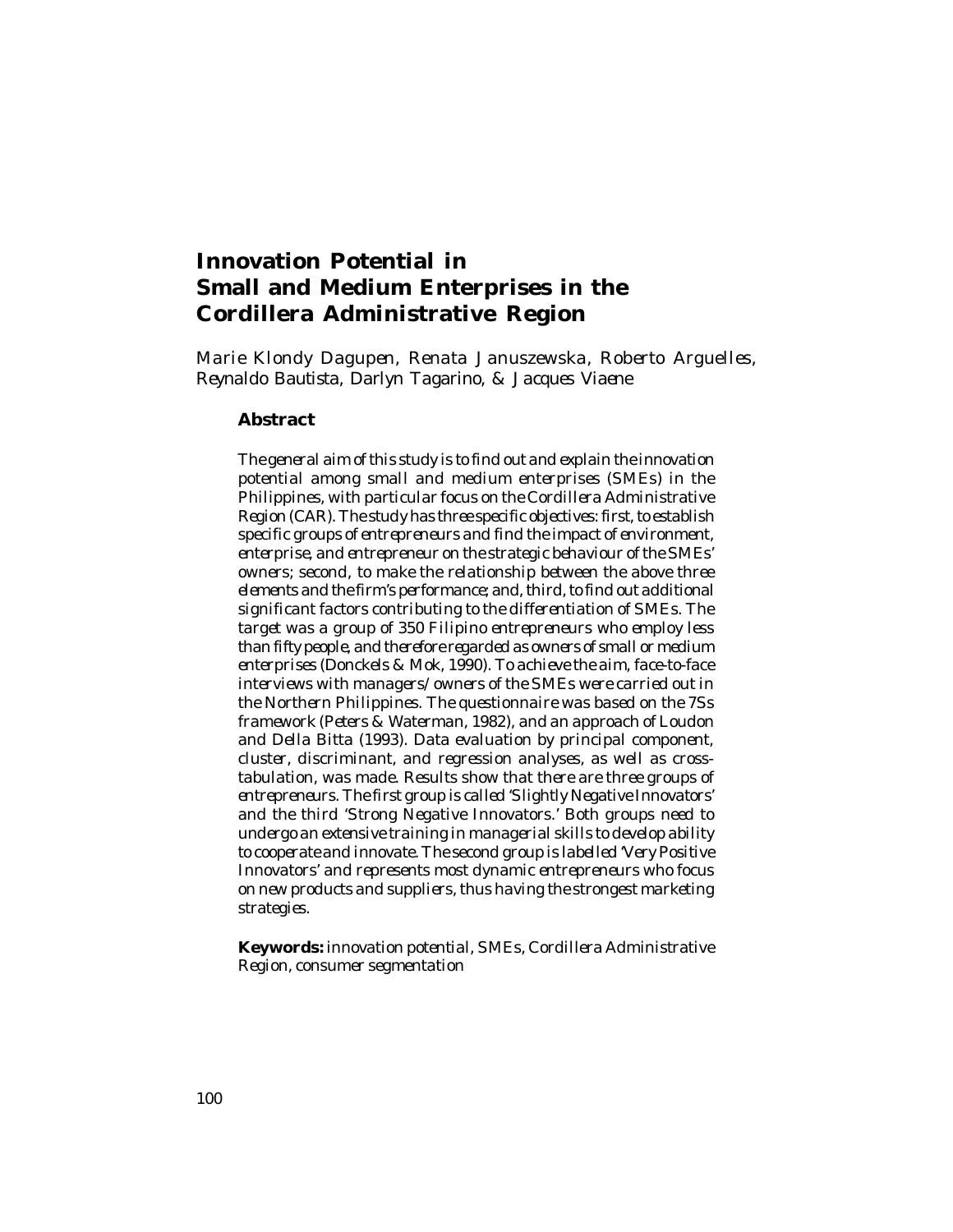# Innovation Potential in Small and Medium Enterprises in the Cordillera Administrative Region

Marie Klondy Dagupen, Renata Januszewska, Roberto Arguelles, Reynaldo Bautista, Darlyn Tagarino, & Jacques Viaene

## Abstract

The general aim of this study is to find out and explain the innovation potential among small and medium enterprises (SMEs) in the Philippines, with particular focus on the Cordillera Administrative Region (CAR). The study has three specific objectives: first, to establish specific groups of entrepreneurs and find the impact of environment, enterprise, and entrepreneur on the strategic behaviour of the SMEs' owners; second, to make the relationship between the above three elements and the firm's performance; and, third, to find out additional significant factors contributing to the differentiation of SMEs. The target was a group of 350 Filipino entrepreneurs who employ less than fifty people, and therefore regarded as owners of small or medium enterprises (Donckels & Mok, 1990). To achieve the aim, face-to-face interviews with managers/owners of the SMEs were carried out in the Northern Philippines. The questionnaire was based on the 7Ss framework (Peters & Waterman, 1982), and an approach of Loudon and Della Bitta (1993). Data evaluation by principal component, cluster, discriminant, and regression analyses, as well as cross-tabulation, was made. Results show that there are three groups of entrepreneurs. The first group is called 'Slightly Negative Innovators' and the third 'Strong Negative Innovators.' Both groups need to undergo an extensive training in managerial skills to develop ability to cooperate and innovate. The second group is labelled 'Very Positive Innovators' and represents most dynamic entrepreneurs who focus on new products and suppliers, thus having the strongest marketing strategies.

**Keywords:** innovation potential, SMEs, Cordillera Administrative Region, consumer segmentation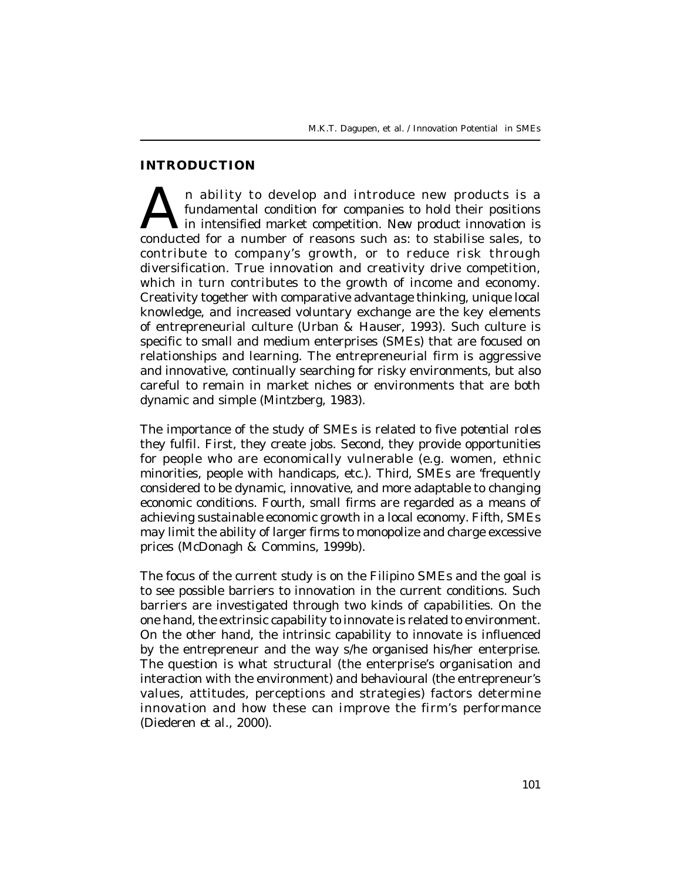## INTRODUCTION

An ability to develop and introduce new products is a fundamental condition for companies to hold their positions in intensified market competition. New product innovation is conducted for a number of reasons such as: to stabilise sales, to contribute to company's growth, or to reduce risk through diversification. True innovation and creativity drive competition, which in turn contributes to the growth of income and economy. Creativity together with comparative advantage thinking, unique local knowledge, and increased voluntary exchange are the key elements of entrepreneurial culture (Urban & Hauser, 1993). Such culture is specific to small and medium enterprises (SMEs) that are focused on relationships and learning. The entrepreneurial firm is aggressive and innovative, continually searching for risky environments, but also careful to remain in market niches or environments that are both dynamic and simple (Mintzberg, 1983).

The importance of the study of SMEs is related to five potential roles they fulfil. First, they create jobs. Second, they provide opportunities for people who are economically vulnerable (e.g. women, ethnic minorities, people with handicaps, etc.). Third, SMEs are 'frequently considered to be dynamic, innovative, and more adaptable to changing economic conditions. Fourth, small firms are regarded as a means of achieving sustainable economic growth in a local economy. Fifth, SMEs may limit the ability of larger firms to monopolize and charge excessive prices (McDonagh & Commins, 1999b).

The focus of the current study is on the Filipino SMEs and the goal is to see possible barriers to innovation in the current conditions. Such barriers are investigated through two kinds of capabilities. On the one hand, the extrinsic capability to innovate is related to environment. On the other hand, the intrinsic capability to innovate is influenced by the entrepreneur and the way s/he organised his/her enterprise. The question is what structural (the enterprise's organisation and interaction with the environment) and behavioural (the entrepreneur's values, attitudes, perceptions and strategies) factors determine innovation and how these can improve the firm's performance (Diederen *et al.*, 2000).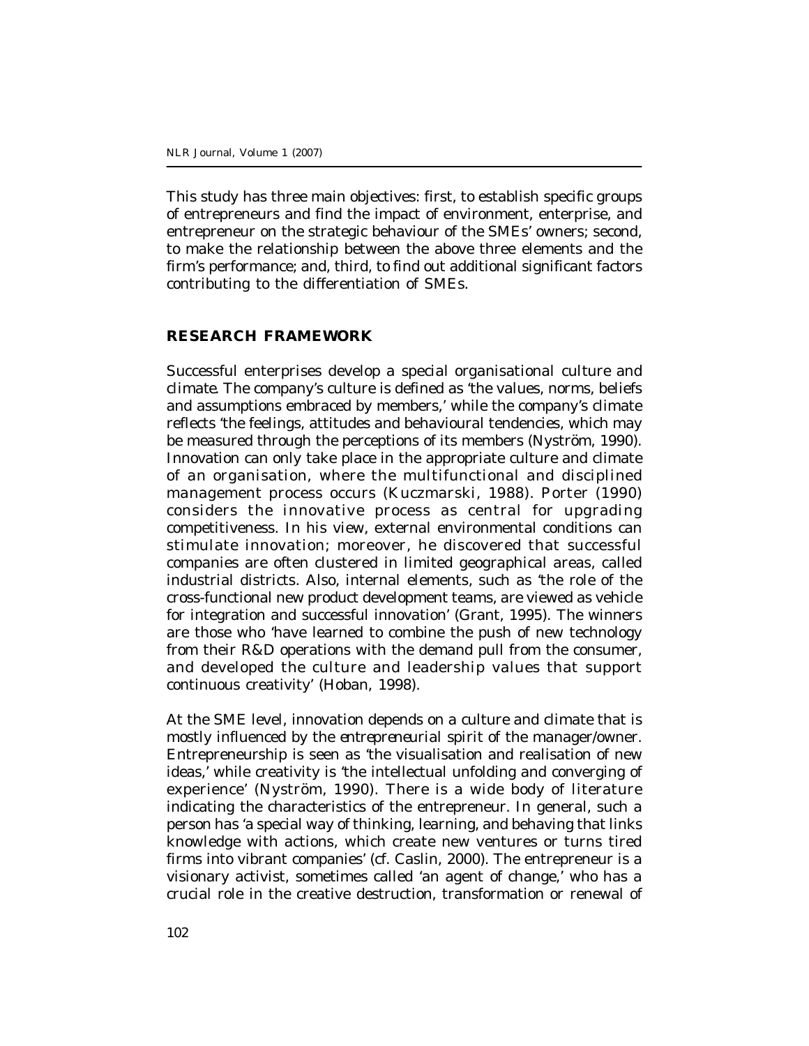This study has three main objectives: first, to establish specific groups of entrepreneurs and find the impact of environment, enterprise, and entrepreneur on the strategic behaviour of the SMEs' owners; second, to make the relationship between the above three elements and the firm's performance; and, third, to find out additional significant factors contributing to the differentiation of SMEs.

## RESEARCH FRAMEWORK

Successful enterprises develop a special organisational culture and climate. The company's culture is defined as 'the values, norms, beliefs and assumptions embraced by members,' while the company's climate reflects 'the feelings, attitudes and behavioural tendencies, which may be measured through the perceptions of its members (Nyström, 1990). Innovation can only take place in the appropriate culture and climate of an organisation, where the multifunctional and disciplined management process occurs (Kuczmarski, 1988). Porter (1990) considers the innovative process as central for upgrading competitiveness. In his view, external environmental conditions can stimulate innovation; moreover, he discovered that successful companies are often clustered in limited geographical areas, called industrial districts. Also, internal elements, such as 'the role of the cross-functional new product development teams, are viewed as vehicle for integration and successful innovation' (Grant, 1995). The winners are those who 'have learned to combine the push of new technology from their R&D operations with the demand pull from the consumer, and developed the culture and leadership values that support continuous creativity' (Hoban, 1998).

At the SME level, innovation depends on a culture and climate that is mostly influenced by the *entrepreneurial* spirit of the manager/owner. Entrepreneurship is seen as 'the visualisation and realisation of new ideas,' while creativity is 'the intellectual unfolding and converging of experience' (Nyström, 1990). There is a wide body of literature indicating the characteristics of the entrepreneur. In general, such a person has 'a special way of thinking, learning, and behaving that links knowledge with actions, which create new ventures or turns tired firms into vibrant companies' (cf. Caslin, 2000). The entrepreneur is a visionary activist, sometimes called 'an agent of change,' who has a crucial role in the creative destruction, transformation or renewal of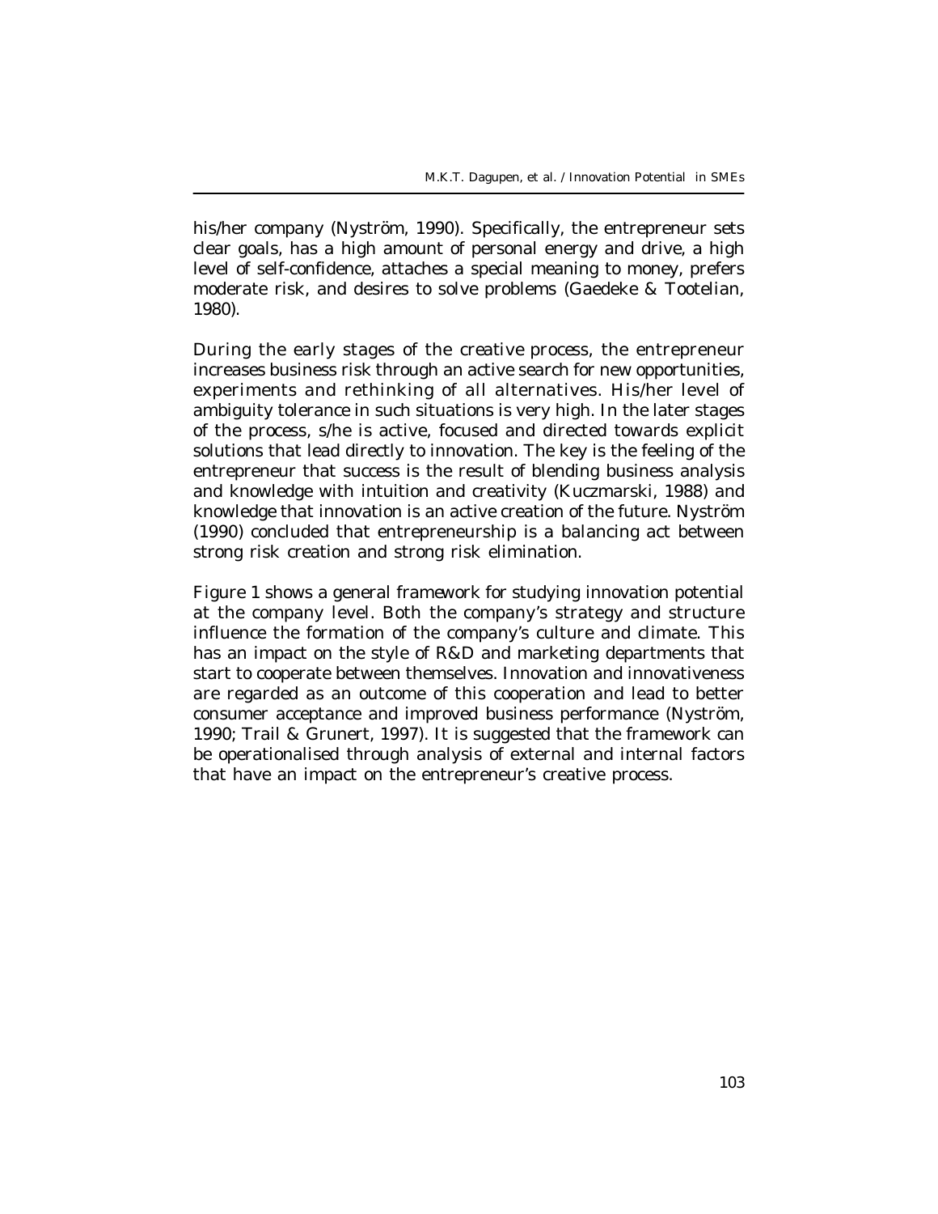his/her company (Nyström, 1990). Specifically, the entrepreneur sets clear goals, has a high amount of personal energy and drive, a high level of self-confidence, attaches a special meaning to money, prefers moderate risk, and desires to solve problems (Gaedeke & Tootelian, 1980).

During the early stages of the creative process, the entrepreneur increases business risk through an active search for new opportunities, experiments and rethinking of all alternatives. His/her level of ambiguity tolerance in such situations is very high. In the later stages of the process, s/he is active, focused and directed towards explicit solutions that lead directly to innovation. The key is the feeling of the entrepreneur that success is the result of blending business analysis and knowledge with intuition and creativity (Kuczmarski, 1988) and knowledge that innovation is an active creation of the future. Nyström (1990) concluded that entrepreneurship is a balancing act between strong risk creation and strong risk elimination.

Figure 1 shows a general framework for studying innovation potential at the company level. Both the company's strategy and structure influence the formation of the company's culture and climate. This has an impact on the style of R&D and marketing departments that start to cooperate between themselves. Innovation and innovativeness are regarded as an outcome of this cooperation and lead to better consumer acceptance and improved business performance (Nyström, 1990; Trail & Grunert, 1997). It is suggested that the framework can be operationalised through analysis of external and internal factors that have an impact on the entrepreneur's creative process.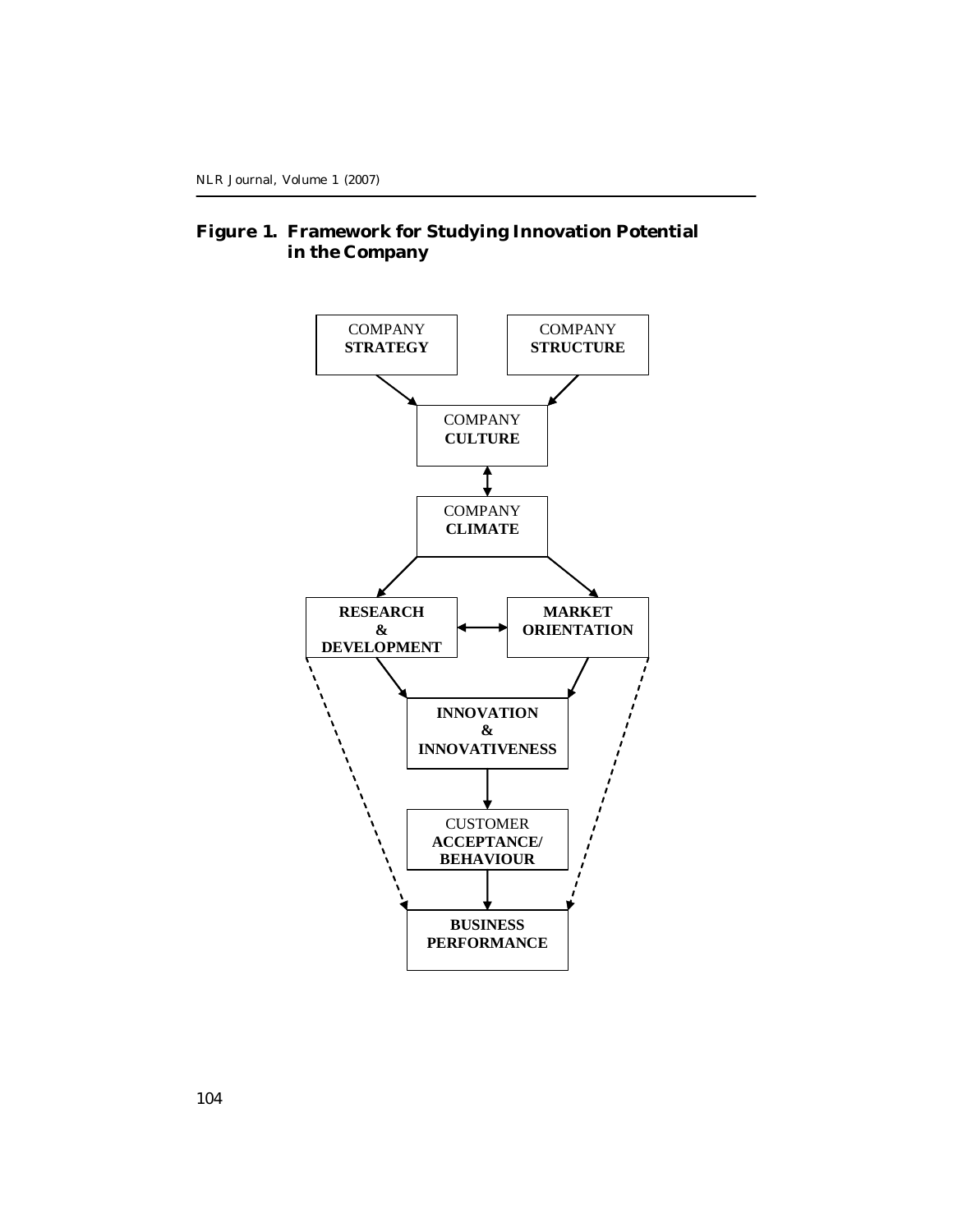**Figure 1. Framework for Studying Innovation Potential in the Company**

COMPANY **STRATEGY**

COMPANY **STRUCTURE**

COMPANY **CULTURE**

COMPANY **CLIMATE**

**RESEARCH & DEVELOPMENT**

**MARKET ORIENTATION**

**INNOVATION & INNOVATIVENESS**

CUSTOMER **ACCEPTANCE/ BEHAVIOUR**

**BUSINESS PERFORMANCE**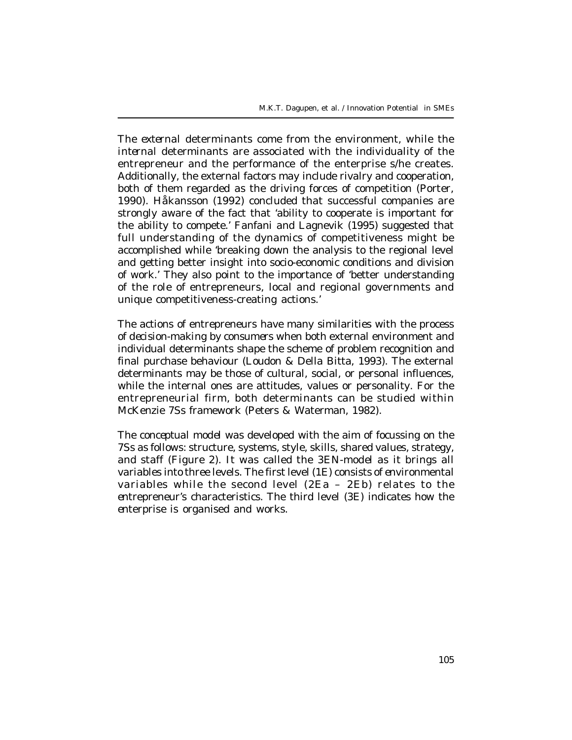The external determinants come from the environment, while the internal determinants are associated with the individuality of the entrepreneur and the performance of the enterprise s/he creates. Additionally, the external factors may include rivalry and cooperation, both of them regarded as the driving forces of competition (Porter, 1990). Håkansson (1992) concluded that successful companies are strongly aware of the fact that 'ability to cooperate is important for the ability to compete.' Fanfani and Lagnevik (1995) suggested that full understanding of the dynamics of competitiveness might be accomplished while 'breaking down the analysis to the regional level and getting better insight into socio-economic conditions and division of work.' They also point to the importance of 'better understanding of the role of entrepreneurs, local and regional governments and unique competitiveness-creating actions.'

The actions of entrepreneurs have many similarities with the process of decision-making by consumers when both external environment and individual determinants shape the scheme of problem recognition and final purchase behaviour (Loudon & Della Bitta, 1993). The external determinants may be those of cultural, social, or personal influences, while the internal ones are attitudes, values or personality. For the entrepreneurial firm, both determinants can be studied within McKenzie 7Ss framework (Peters & Waterman, 1982).

The conceptual model was developed with the aim of focussing on the 7Ss as follows: structure, systems, style, skills, shared values, strategy, and staff (Figure 2). It was called the 3EN-model as it brings all variables into three levels. The first level (1E) consists of environmental variables while the second level (2Ea – 2Eb) relates to the entrepreneur's characteristics. The third level (3E) indicates how the enterprise is organised and works.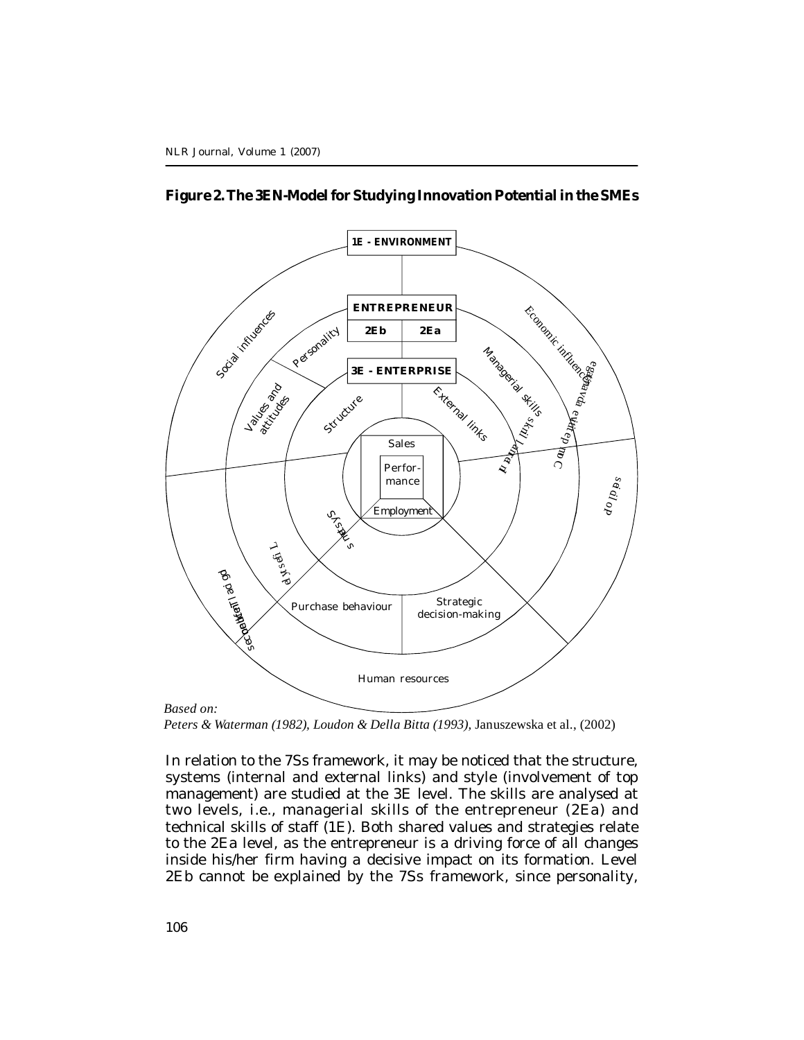**Figure 2. The 3EN-Model for Studying Innovation Potential in the SMEs**

1E - ENVIRONMENT

ENTREPRENEUR

2Eb | 2Ea

3E - ENTERPRISE

Social influences

Economic influences

Personality

Managerial skills

Values and attitudes

Structure

External links

Sales

Perfor-mance

Employment

Systems

Purchase behaviour

Strategic decision-making

Human resources

*Based on:*
*Peters & Waterman (1982), Loudon & Della Bitta (1993),* Januszewska et al., (2002)

In relation to the 7Ss framework, it may be noticed that the structure, systems (internal and external links) and style (involvement of top management) are studied at the 3E level. The skills are analysed at two levels, i.e., managerial skills of the entrepreneur (2Ea) and technical skills of staff (1E). Both shared values and strategies relate to the 2Ea level, as the entrepreneur is a driving force of all changes inside his/her firm having a decisive impact on its formation. Level 2Eb cannot be explained by the 7Ss framework, since personality,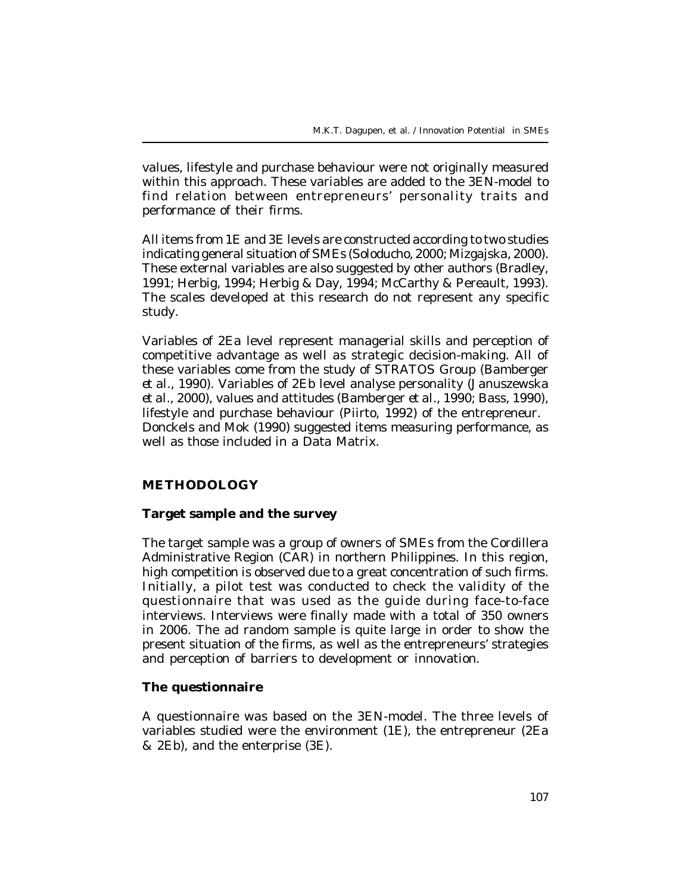values, lifestyle and purchase behaviour were not originally measured within this approach. These variables are added to the 3EN-model to find relation between entrepreneurs' personality traits and performance of their firms.

All items from 1E and 3E levels are constructed according to two studies indicating general situation of SMEs (Soloducho, 2000; Mizgajska, 2000). These external variables are also suggested by other authors (Bradley, 1991; Herbig, 1994; Herbig & Day, 1994; McCarthy & Pereault, 1993). The scales developed at this research do not represent any specific study.

Variables of 2Ea level represent managerial skills and perception of competitive advantage as well as strategic decision-making. All of these variables come from the study of STRATOS Group (Bamberger *et al.*, 1990). Variables of 2Eb level analyse personality (Januszewska *et al.*, 2000), values and attitudes (Bamberger *et al.*, 1990; Bass, 1990), lifestyle and purchase behaviour (Piirto, 1992) of the entrepreneur. Donckels and Mok (1990) suggested items measuring performance, as well as those included in a Data Matrix.

## METHODOLOGY

### Target sample and the survey

The target sample was a group of owners of SMEs from the Cordillera Administrative Region (CAR) in northern Philippines. In this region, high competition is observed due to a great concentration of such firms. Initially, a pilot test was conducted to check the validity of the questionnaire that was used as the guide during face-to-face interviews. Interviews were finally made with a total of 350 owners in 2006. The ad random sample is quite large in order to show the present situation of the firms, as well as the entrepreneurs' strategies and perception of barriers to development or innovation.

### The questionnaire

A questionnaire was based on the 3EN-model. The three levels of variables studied were the environment (1E), the entrepreneur (2Ea & 2Eb), and the enterprise (3E).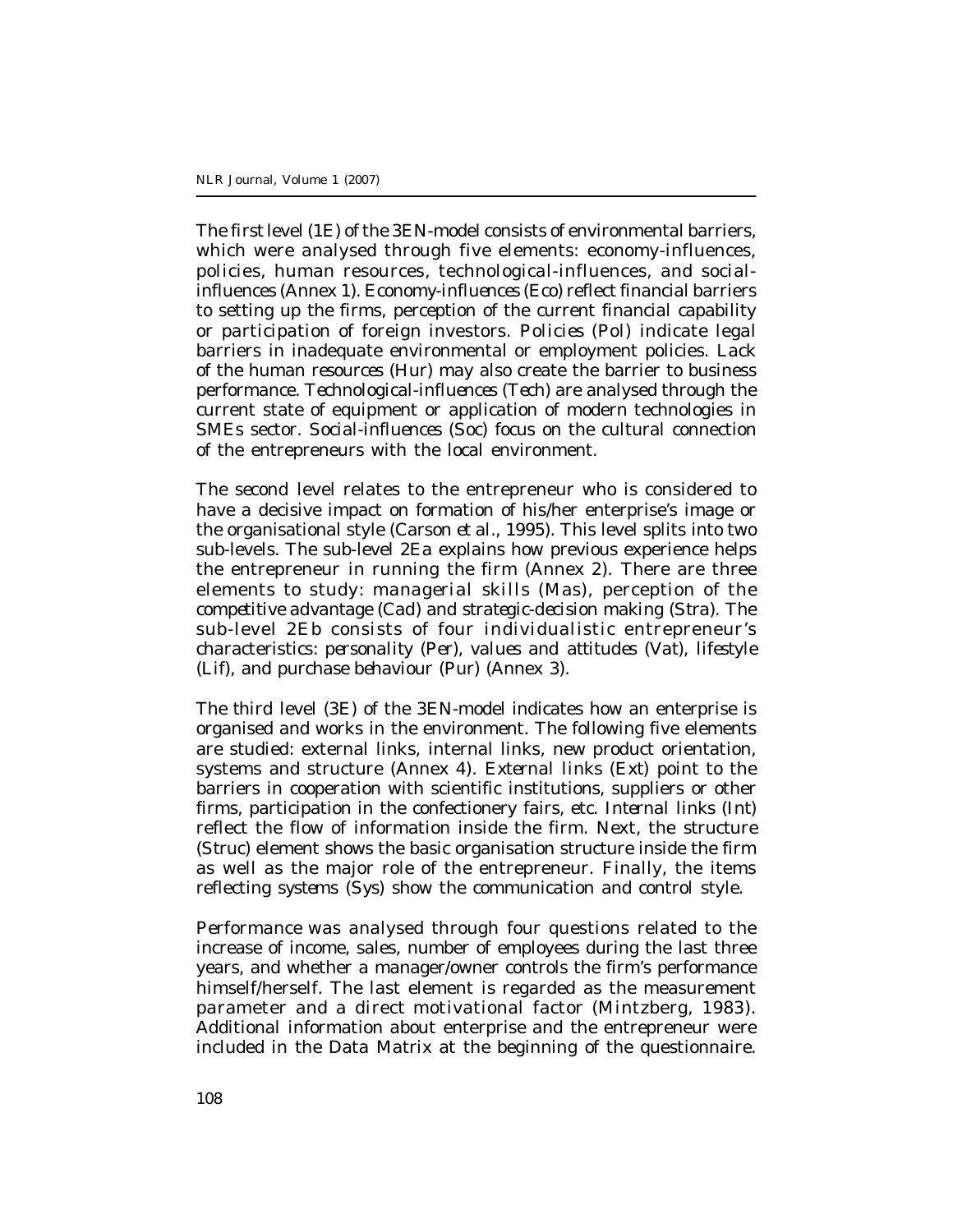The first level (1E) of the 3EN-model consists of environmental barriers, which were analysed through five elements: economy-influences, policies, human resources, technological-influences, and social-influences (Annex 1). *Economy-influences (Eco)* reflect financial barriers to setting up the firms, perception of the current financial capability or participation of foreign investors. *Policies (Pol)* indicate legal barriers in inadequate environmental or employment policies. Lack of the *human resources (Hur)* may also create the barrier to business performance. *Technological-influences (Tech)* are analysed through the current state of equipment or application of modern technologies in SMEs sector. *Social-influences (Soc)* focus on the cultural connection of the entrepreneurs with the local environment.

The second level relates to the entrepreneur who is considered to have a decisive impact on formation of his/her enterprise's image or the organisational style (Carson *et al.*, 1995). This level splits into two sub-levels. The sub-level 2Ea explains how previous experience helps the entrepreneur in running the firm (Annex 2). There are three elements to study: *managerial skills (Mas)*, *perception of the competitive advantage (Cad)* and *strategic-decision making (Stra)*. The sub-level 2Eb consists of four individualistic entrepreneur's characteristics: *personality (Per)*, *values and attitudes (Vat)*, *lifestyle (Lif)*, and *purchase behaviour (Pur)* (Annex 3).

The third level (3E) of the 3EN-model indicates how an enterprise is organised and works in the environment. The following five elements are studied: external links, internal links, new product orientation, systems and structure (Annex 4). *External links (Ext)* point to the barriers in cooperation with scientific institutions, suppliers or other firms, participation in the confectionery fairs, etc. *Internal links (Int)* reflect the flow of information inside the firm. Next, the *structure (Struc)* element shows the basic organisation structure inside the firm as well as the major role of the entrepreneur. Finally, the items reflecting *systems (Sys)* show the communication and control style.

*Performance* was analysed through four questions related to the increase of income, sales, number of employees during the last three years, and whether a manager/owner controls the firm's performance himself/herself. The last element is regarded as the measurement parameter and a direct motivational factor (Mintzberg, 1983). Additional information about enterprise and the entrepreneur were included in the Data Matrix at the beginning of the questionnaire.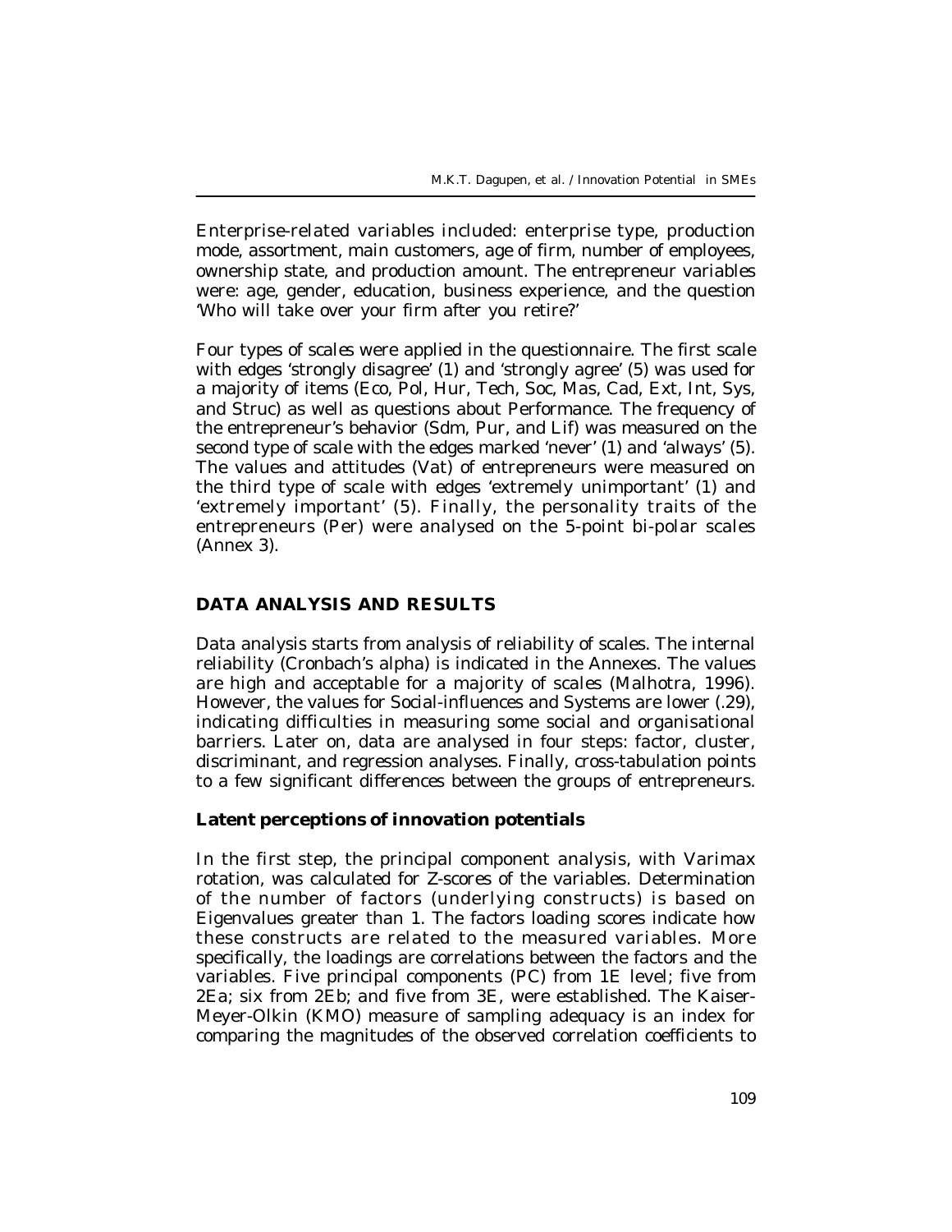Enterprise-related variables included: enterprise type, production mode, assortment, main customers, age of firm, number of employees, ownership state, and production amount. The entrepreneur variables were: age, gender, education, business experience, and the question 'Who will take over your firm after you retire?'

Four types of scales were applied in the questionnaire. The first scale with edges 'strongly disagree' (1) and 'strongly agree' (5) was used for a majority of items (Eco, Pol, Hur, Tech, Soc, Mas, Cad, Ext, Int, Sys, and Struc) as well as questions about Performance. The frequency of the entrepreneur's behavior (Sdm, Pur, and Lif) was measured on the second type of scale with the edges marked 'never' (1) and 'always' (5). The values and attitudes (Vat) of entrepreneurs were measured on the third type of scale with edges 'extremely unimportant' (1) and 'extremely important' (5). Finally, the personality traits of the entrepreneurs (Per) were analysed on the 5-point bi-polar scales (Annex 3).

## DATA ANALYSIS AND RESULTS

Data analysis starts from analysis of reliability of scales. The internal reliability (Cronbach's alpha) is indicated in the Annexes. The values are high and acceptable for a majority of scales (Malhotra, 1996). However, the values for Social-influences and Systems are lower (.29), indicating difficulties in measuring some social and organisational barriers. Later on, data are analysed in four steps: factor, cluster, discriminant, and regression analyses. Finally, cross-tabulation points to a few significant differences between the groups of entrepreneurs.

### Latent perceptions of innovation potentials

In the first step, the principal component analysis, with Varimax rotation, was calculated for Z-scores of the variables. Determination of the number of factors (underlying constructs) is based on Eigenvalues greater than 1. The factors loading scores indicate how these constructs are related to the measured variables. More specifically, the loadings are correlations between the factors and the variables. Five principal components (PC) from 1E level; five from 2Ea; six from 2Eb; and five from 3E, were established. The Kaiser-Meyer-Olkin (KMO) measure of sampling adequacy is an index for comparing the magnitudes of the observed correlation coefficients to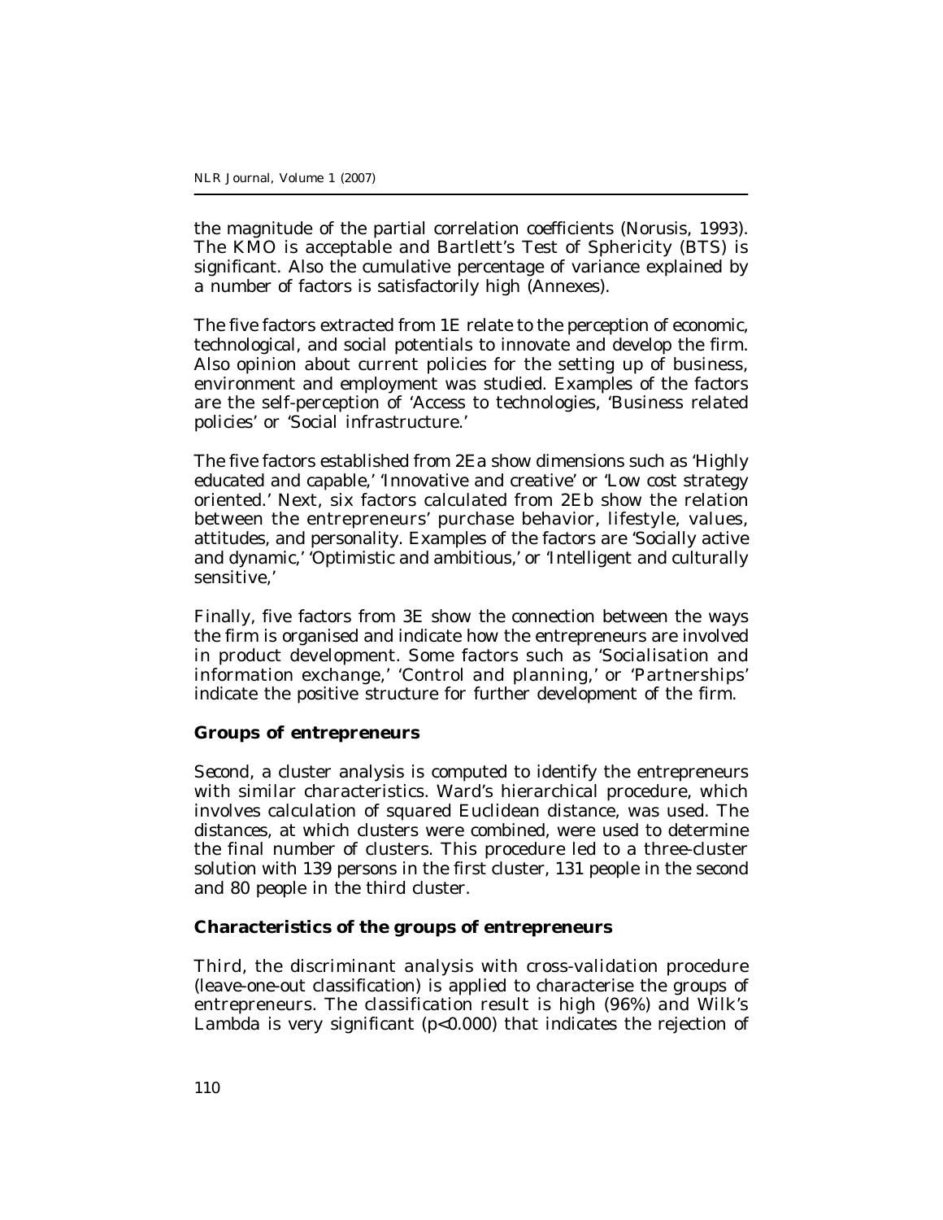the magnitude of the partial correlation coefficients (Norusis, 1993). The KMO is acceptable and Bartlett's Test of Sphericity (BTS) is significant. Also the cumulative percentage of variance explained by a number of factors is satisfactorily high (Annexes).

The five factors extracted from 1E relate to the perception of economic, technological, and social potentials to innovate and develop the firm. Also opinion about current policies for the setting up of business, environment and employment was studied. Examples of the factors are the self-perception of 'Access to technologies, 'Business related policies' or 'Social infrastructure.'

The five factors established from 2Ea show dimensions such as 'Highly educated and capable,' 'Innovative and creative' or 'Low cost strategy oriented.' Next, six factors calculated from 2Eb show the relation between the entrepreneurs' purchase behavior, lifestyle, values, attitudes, and personality. Examples of the factors are 'Socially active and dynamic,' 'Optimistic and ambitious,' or 'Intelligent and culturally sensitive,'

Finally, five factors from 3E show the connection between the ways the firm is organised and indicate how the entrepreneurs are involved in product development. Some factors such as 'Socialisation and information exchange,' 'Control and planning,' or 'Partnerships' indicate the positive structure for further development of the firm.

**Groups of entrepreneurs**

Second, a cluster analysis is computed to identify the entrepreneurs with similar characteristics. Ward's hierarchical procedure, which involves calculation of squared Euclidean distance, was used. The distances, at which clusters were combined, were used to determine the final number of clusters. This procedure led to a three-cluster solution with 139 persons in the first cluster, 131 people in the second and 80 people in the third cluster.

**Characteristics of the groups of entrepreneurs**

Third, the discriminant analysis with cross-validation procedure (leave-one-out classification) is applied to characterise the groups of entrepreneurs. The classification result is high (96%) and Wilk's Lambda is very significant ($p<0.000$) that indicates the rejection of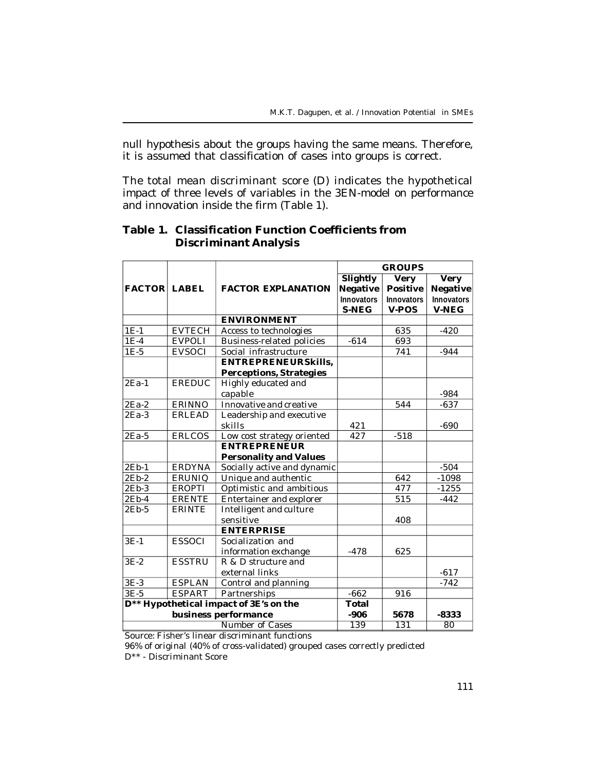null hypothesis about the groups having the same means. Therefore, it is assumed that classification of cases into groups is correct.

The total mean discriminant score (D) indicates the hypothetical impact of three levels of variables in the 3EN-model on performance and innovation inside the firm (Table 1).

**Table 1. Classification Function Coefficients from Discriminant Analysis**

| FACTOR | LABEL | FACTOR EXPLANATION | GROUPS | | |
|---|---|---|---|---|---|
| | | | **Slightly Negative Innovators S-NEG** | **Very Positive Innovators V-POS** | **Very Negative Innovators V-NEG** |
| | | **ENVIRONMENT** | | | |
| 1E-1 | EVTECH | Access to technologies | | 635 | -420 |
| 1E-4 | EVPOLI | Business-related policies | -614 | 693 | |
| 1E-5 | EVSOCI | Social infrastructure | | 741 | -944 |
| | | **ENTREPRENEURSkills, Perceptions, Strategies** | | | |
| 2Ea-1 | EREDUC | Highly educated and capable | | | -984 |
| 2Ea-2 | ERINNO | Innovative and creative | | 544 | -637 |
| 2Ea-3 | ERLEAD | Leadership and executive skills | 421 | | -690 |
| 2Ea-5 | ERLCOS | Low cost strategy oriented | 427 | -518 | |
| | | **ENTREPRENEUR Personality and Values** | | | |
| 2Eb-1 | ERDYNA | Socially active and dynamic | | | -504 |
| 2Eb-2 | ERUNIQ | Unique and authentic | | 642 | -1098 |
| 2Eb-3 | EROPTI | Optimistic and ambitious | | 477 | -1255 |
| 2Eb-4 | ERENTE | Entertainer and explorer | | 515 | -442 |
| 2Eb-5 | ERINTE | Intelligent and culture sensitive | | 408 | |
| | | **ENTERPRISE** | | | |
| 3E-1 | ESSOCI | Socialization and information exchange | -478 | 625 | |
| 3E-2 | ESSTRU | R & D structure and external links | | | -617 |
| 3E-3 | ESPLAN | Control and planning | | | -742 |
| 3E-5 | ESPART | Partnerships | -662 | 916 | |
| **D\*\* Hypothetical impact of 3E's on the business performance** | | | **Total -906** | **5678** | **-8333** |
| | | Number of Cases | 139 | 131 | 80 |

Source: Fisher's linear discriminant functions

96% of original (40% of cross-validated) grouped cases correctly predicted

D** - Discriminant Score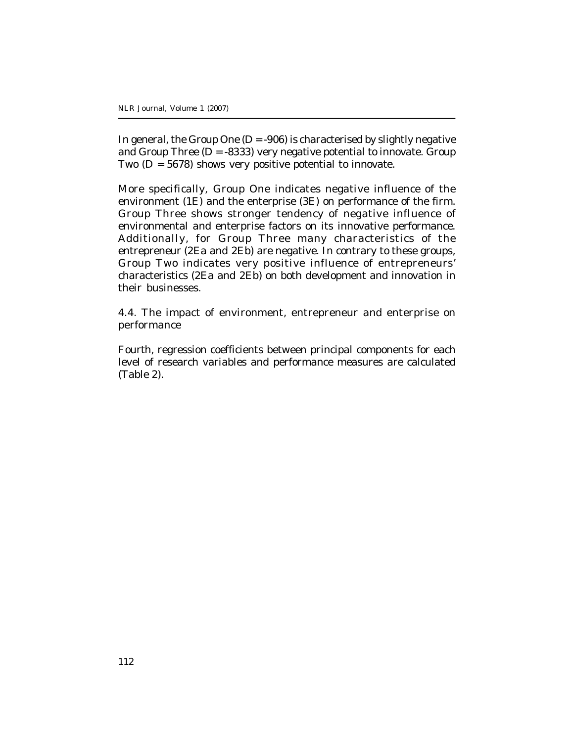In general, the Group One (D = -906) is characterised by slightly negative and Group Three (D = -8333) very negative potential to innovate. Group Two (D = 5678) shows very positive potential to innovate.

More specifically, Group One indicates negative influence of the environment (1E) and the enterprise (3E) on performance of the firm. Group Three shows stronger tendency of negative influence of environmental and enterprise factors on its innovative performance. Additionally, for Group Three many characteristics of the entrepreneur (2Ea and 2Eb) are negative. In contrary to these groups, Group Two indicates very positive influence of entrepreneurs' characteristics (2Ea and 2Eb) on both development and innovation in their businesses.

### 4.4. The impact of environment, entrepreneur and enterprise on performance

Fourth, regression coefficients between principal components for each level of research variables and performance measures are calculated (Table 2).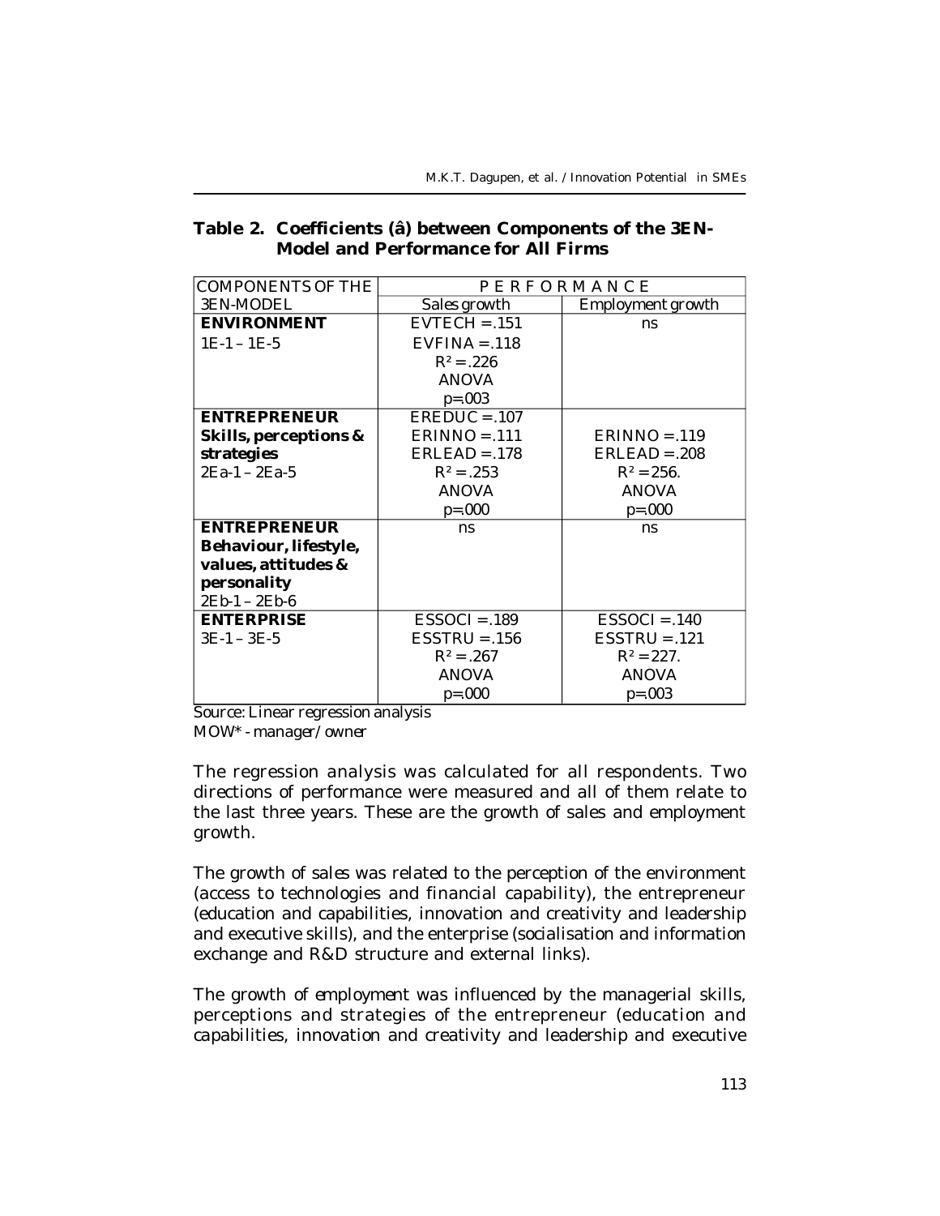**Table 2. Coefficients (â) between Components of the 3EN-Model and Performance for All Firms**

| COMPONENTS OF THE 3EN-MODEL | PERFORMANCE | |
|---|---|---|
| | Sales growth | Employment growth |
| **ENVIRONMENT**<br>1E-1 – 1E-5 | EVTECH =.151<br>EVFINA =.118<br>$R^2$ =.226<br>ANOVA<br>p=.003 | ns |
| **ENTREPRENEUR**<br>**Skills, perceptions & strategies**<br>2Ea-1 – 2Ea-5 | EREDUC =.107<br>ERINNO =.111<br>ERLEAD =.178<br>$R^2$ =.253<br>ANOVA<br>p=.000 | ERINNO =.119<br>ERLEAD =.208<br>$R^2$ =256.<br>ANOVA<br>p=.000 |
| **ENTREPRENEUR**<br>**Behaviour, lifestyle, values, attitudes & personality**<br>2Eb-1 – 2Eb-6 | ns | ns |
| **ENTERPRISE**<br>3E-1 – 3E-5 | ESSOCI =.189<br>ESSTRU =.156<br>$R^2$ =.267<br>ANOVA<br>p=.000 | ESSOCI =.140<br>ESSTRU =.121<br>$R^2$ =227.<br>ANOVA<br>p=.003 |

*Source: Linear regression analysis*
*MOW\* - manager/owner*

The regression analysis was calculated for all respondents. Two directions of performance were measured and all of them relate to the last three years. These are the growth of sales and employment growth.

The growth of *sales* was related to the perception of the environment (access to technologies and financial capability), the entrepreneur (education and capabilities, innovation and creativity and leadership and executive skills), and the enterprise (socialisation and information exchange and R&D structure and external links).

The growth of *employment* was influenced by the managerial skills, perceptions and strategies of the entrepreneur (education and capabilities, innovation and creativity and leadership and executive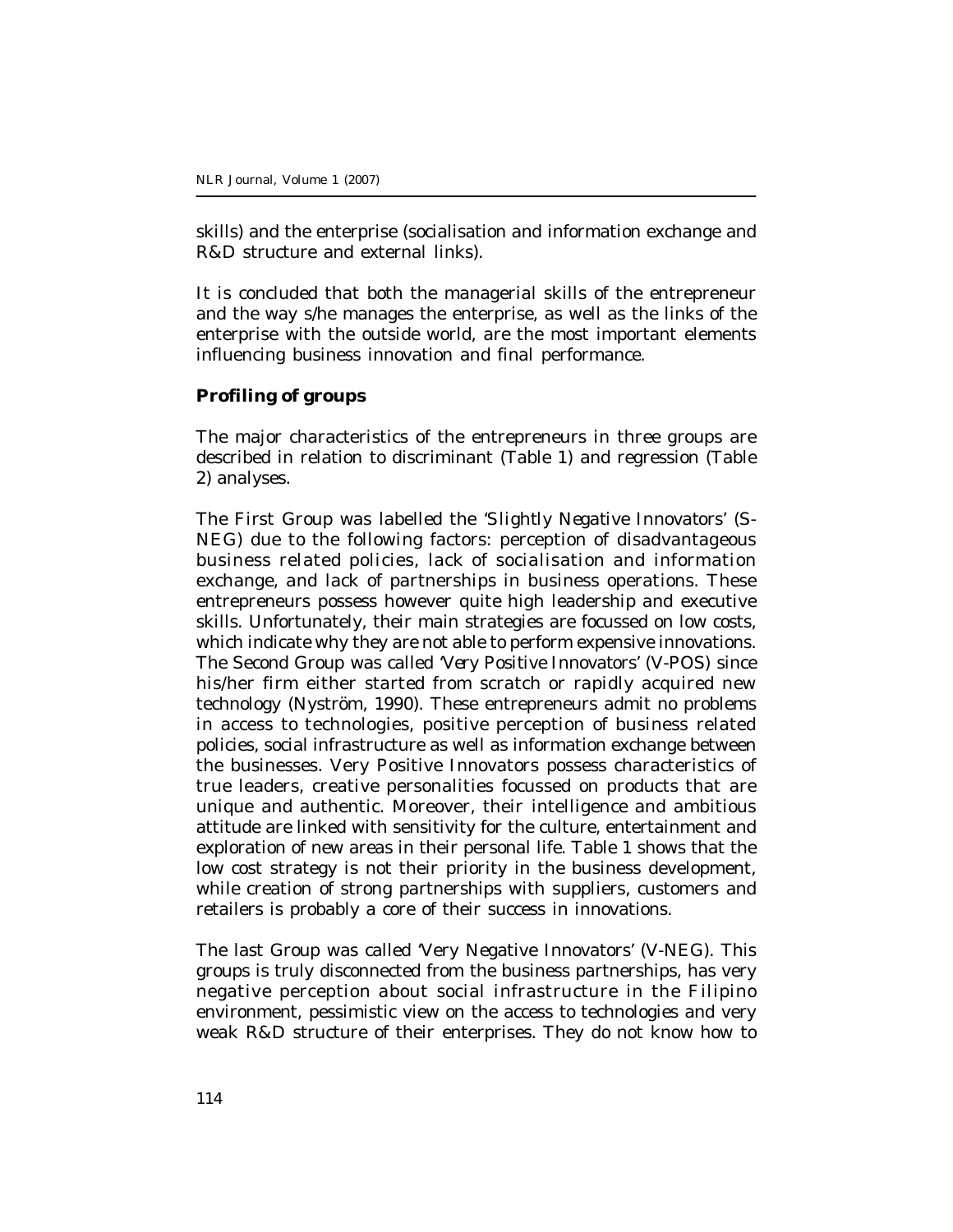skills) and the enterprise (socialisation and information exchange and R&D structure and external links).

It is concluded that both the managerial skills of the entrepreneur and the way s/he manages the enterprise, as well as the links of the enterprise with the outside world, are the most important elements influencing business innovation and final performance.

### Profiling of groups

The major characteristics of the entrepreneurs in three groups are described in relation to discriminant (Table 1) and regression (Table 2) analyses.

The First Group was labelled the 'Slightly Negative Innovators' (S-NEG) due to the following factors: perception of disadvantageous business related policies, lack of socialisation and information exchange, and lack of partnerships in business operations. These entrepreneurs possess however quite high leadership and executive skills. Unfortunately, their main strategies are focussed on low costs, which indicate why they are not able to perform expensive innovations. The Second Group was called 'Very Positive Innovators' (V-POS) since his/her firm either started from scratch or rapidly acquired new technology (Nyström, 1990). These entrepreneurs admit no problems in access to technologies, positive perception of business related policies, social infrastructure as well as information exchange between the businesses. Very Positive Innovators possess characteristics of true leaders, creative personalities focussed on products that are unique and authentic. Moreover, their intelligence and ambitious attitude are linked with sensitivity for the culture, entertainment and exploration of new areas in their personal life. Table 1 shows that the low cost strategy is not their priority in the business development, while creation of strong partnerships with suppliers, customers and retailers is probably a core of their success in innovations.

The last Group was called 'Very Negative Innovators' (V-NEG). This groups is truly disconnected from the business partnerships, has very negative perception about social infrastructure in the Filipino environment, pessimistic view on the access to technologies and very weak R&D structure of their enterprises. They do not know how to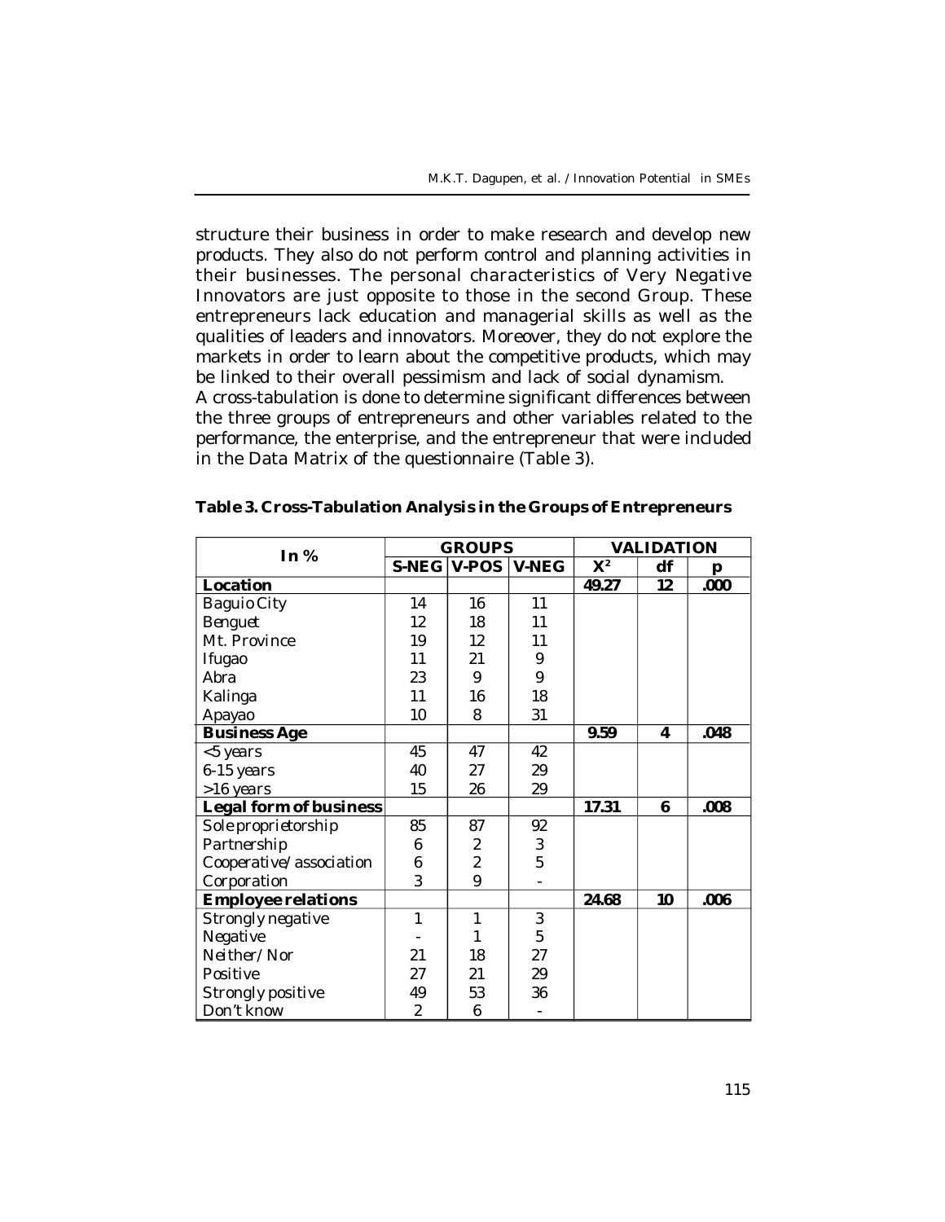structure their business in order to make research and develop new products. They also do not perform control and planning activities in their businesses. The personal characteristics of Very Negative Innovators are just opposite to those in the second Group. These entrepreneurs lack education and managerial skills as well as the qualities of leaders and innovators. Moreover, they do not explore the markets in order to learn about the competitive products, which may be linked to their overall pessimism and lack of social dynamism.

A cross-tabulation is done to determine significant differences between the three groups of entrepreneurs and other variables related to the performance, the enterprise, and the entrepreneur that were included in the Data Matrix of the questionnaire (Table 3).

**Table 3. Cross-Tabulation Analysis in the Groups of Entrepreneurs**

| In % | GROUPS | | | VALIDATION | | |
|---|---|---|---|---|---|---|
| | S-NEG | V-POS | V-NEG | $X^2$ | df | p |
| **Location** | | | | **49.27** | **12** | **.000** |
| Baguio City | 14 | 16 | 11 | | | |
| Benguet | 12 | 18 | 11 | | | |
| Mt. Province | 19 | 12 | 11 | | | |
| Ifugao | 11 | 21 | 9 | | | |
| Abra | 23 | 9 | 9 | | | |
| Kalinga | 11 | 16 | 18 | | | |
| Apayao | 10 | 8 | 31 | | | |
| **Business Age** | | | | **9.59** | **4** | **.048** |
| <5 years | 45 | 47 | 42 | | | |
| 6-15 years | 40 | 27 | 29 | | | |
| >16 years | 15 | 26 | 29 | | | |
| **Legal form of business** | | | | **17.31** | **6** | **.008** |
| Sole proprietorship | 85 | 87 | 92 | | | |
| Partnership | 6 | 2 | 3 | | | |
| Cooperative/association | 6 | 2 | 5 | | | |
| Corporation | 3 | 9 | - | | | |
| **Employee relations** | | | | **24.68** | **10** | **.006** |
| Strongly negative | 1 | 1 | 3 | | | |
| Negative | - | 1 | 5 | | | |
| Neither/Nor | 21 | 18 | 27 | | | |
| Positive | 27 | 21 | 29 | | | |
| Strongly positive | 49 | 53 | 36 | | | |
| Don't know | 2 | 6 | - | | | |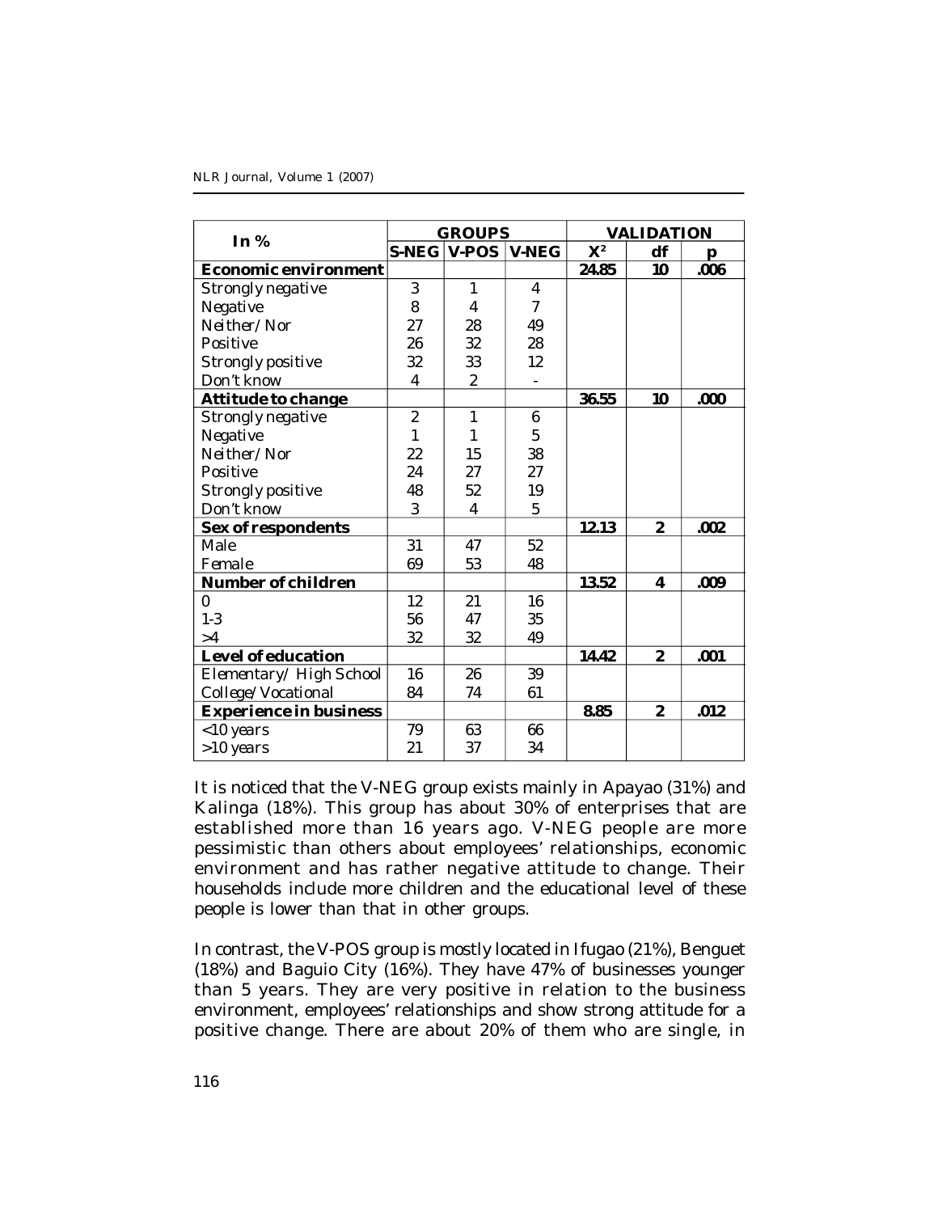| In % | GROUPS | | | VALIDATION | | |
|---|---|---|---|---|---|---|
| | S-NEG | V-POS | V-NEG | $X^2$ | df | p |
| **Economic environment** | | | | **24.85** | **10** | **.006** |
| Strongly negative | 3 | 1 | 4 | | | |
| Negative | 8 | 4 | 7 | | | |
| Neither/Nor | 27 | 28 | 49 | | | |
| Positive | 26 | 32 | 28 | | | |
| Strongly positive | 32 | 33 | 12 | | | |
| Don't know | 4 | 2 | - | | | |
| **Attitude to change** | | | | **36.55** | **10** | **.000** |
| Strongly negative | 2 | 1 | 6 | | | |
| Negative | 1 | 1 | 5 | | | |
| Neither/Nor | 22 | 15 | 38 | | | |
| Positive | 24 | 27 | 27 | | | |
| Strongly positive | 48 | 52 | 19 | | | |
| Don't know | 3 | 4 | 5 | | | |
| **Sex of respondents** | | | | **12.13** | **2** | **.002** |
| Male | 31 | 47 | 52 | | | |
| Female | 69 | 53 | 48 | | | |
| **Number of children** | | | | **13.52** | **4** | **.009** |
| 0 | 12 | 21 | 16 | | | |
| 1-3 | 56 | 47 | 35 | | | |
| >4 | 32 | 32 | 49 | | | |
| **Level of education** | | | | **14.42** | **2** | **.001** |
| Elementary/ High School | 16 | 26 | 39 | | | |
| College/Vocational | 84 | 74 | 61 | | | |
| **Experience in business** | | | | **8.85** | **2** | **.012** |
| <10 years | 79 | 63 | 66 | | | |
| >10 years | 21 | 37 | 34 | | | |

It is noticed that the V-NEG group exists mainly in Apayao (31%) and Kalinga (18%). This group has about 30% of enterprises that are established more than 16 years ago. V-NEG people are more pessimistic than others about employees' relationships, economic environment and has rather negative attitude to change. Their households include more children and the educational level of these people is lower than that in other groups.

In contrast, the V-POS group is mostly located in Ifugao (21%), Benguet (18%) and Baguio City (16%). They have 47% of businesses younger than 5 years. They are very positive in relation to the business environment, employees' relationships and show strong attitude for a positive change. There are about 20% of them who are single, in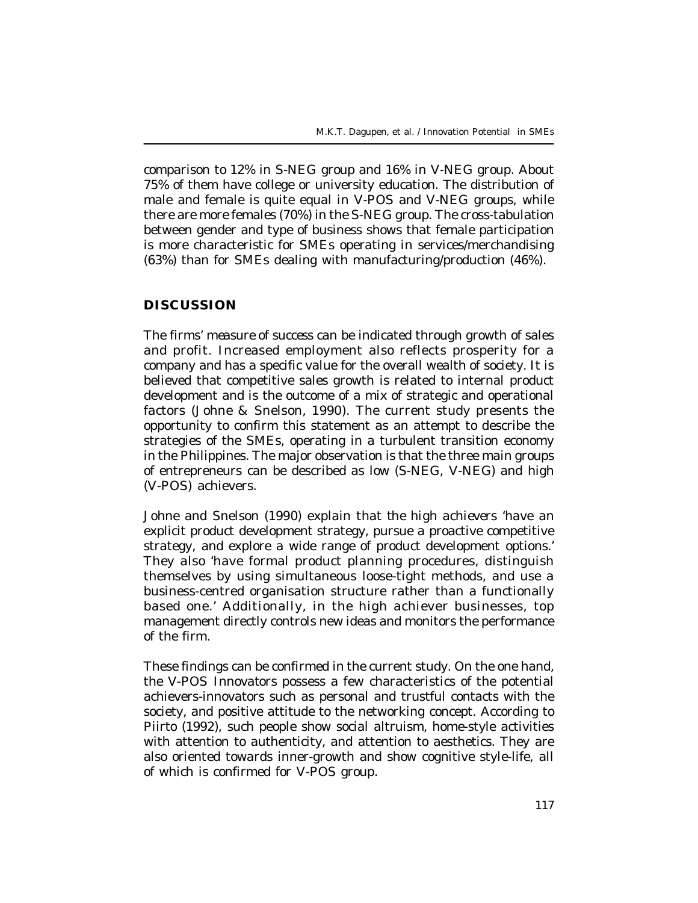comparison to 12% in S-NEG group and 16% in V-NEG group. About 75% of them have college or university education. The distribution of male and female is quite equal in V-POS and V-NEG groups, while there are more females (70%) in the S-NEG group. The cross-tabulation between gender and type of business shows that female participation is more characteristic for SMEs operating in services/merchandising (63%) than for SMEs dealing with manufacturing/production (46%).

## DISCUSSION

The firms' measure of success can be indicated through growth of sales and profit. Increased employment also reflects prosperity for a company and has a specific value for the overall wealth of society. It is believed that competitive sales growth is related to internal product development and is the outcome of a mix of strategic and operational factors (Johne & Snelson, 1990). The current study presents the opportunity to confirm this statement as an attempt to describe the strategies of the SMEs, operating in a turbulent transition economy in the Philippines. The major observation is that the three main groups of entrepreneurs can be described as low (S-NEG, V-NEG) and high (V-POS) achievers.

Johne and Snelson (1990) explain that the high achievers 'have an explicit product development strategy, pursue a proactive competitive strategy, and explore a wide range of product development options.' They also 'have formal product planning procedures, distinguish themselves by using simultaneous loose-tight methods, and use a business-centred organisation structure rather than a functionally based one.' Additionally, in the high achiever businesses, top management directly controls new ideas and monitors the performance of the firm.

These findings can be confirmed in the current study. On the one hand, the V-POS Innovators possess a few characteristics of the potential achievers-innovators such as personal and trustful contacts with the society, and positive attitude to the networking concept. According to Piirto (1992), such people show social altruism, home-style activities with attention to authenticity, and attention to aesthetics. They are also oriented towards inner-growth and show cognitive style-life, all of which is confirmed for V-POS group.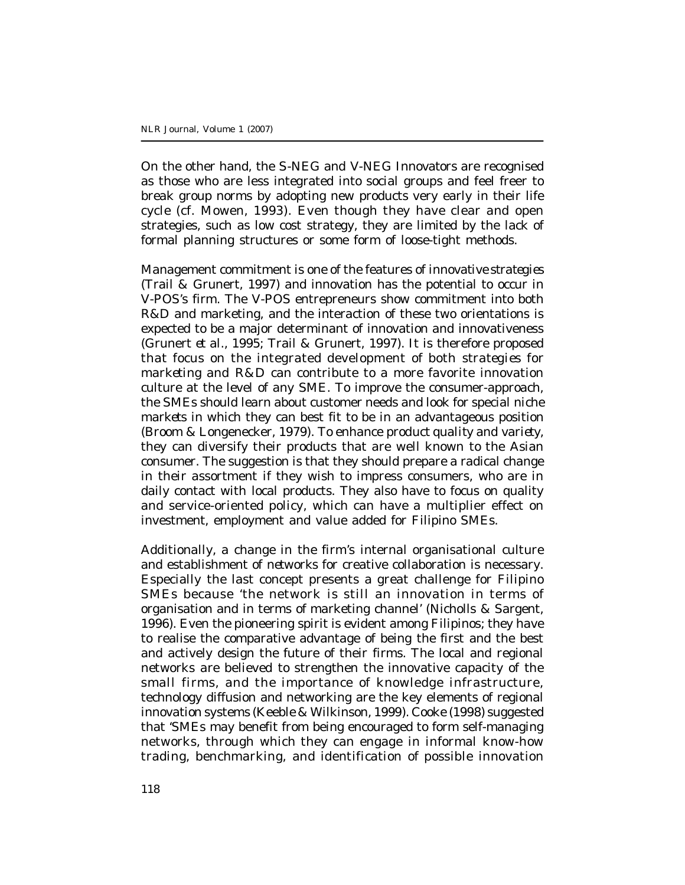On the other hand, the S-NEG and V-NEG Innovators are recognised as those who are less integrated into social groups and feel freer to break group norms by adopting new products very early in their life cycle (cf. Mowen, 1993). Even though they have clear and open strategies, such as low cost strategy, they are limited by the lack of formal planning structures or some form of loose-tight methods.

Management commitment is one of the features of innovative strategies (Trail & Grunert, 1997) and innovation has the potential to occur in V-POS's firm. The V-POS entrepreneurs show commitment into both R&D and marketing, and the interaction of these two orientations is expected to be a major determinant of innovation and innovativeness (Grunert *et al*., 1995; Trail & Grunert, 1997). It is therefore proposed that focus on the integrated development of both strategies for marketing and R&D can contribute to a more favorite innovation culture at the level of any SME. To improve the consumer-approach, the SMEs should learn about customer needs and look for special niche markets in which they can best fit to be in an advantageous position (Broom & Longenecker, 1979). To enhance product quality and variety, they can diversify their products that are well known to the Asian consumer. The suggestion is that they should prepare a radical change in their assortment if they wish to impress consumers, who are in daily contact with local products. They also have to focus on quality and service-oriented policy, which can have a multiplier effect on investment, employment and value added for Filipino SMEs.

Additionally, a change in the firm's internal organisational culture and establishment of networks for creative collaboration is necessary. Especially the last concept presents a great challenge for Filipino SMEs because 'the network is still an innovation in terms of organisation and in terms of marketing channel' (Nicholls & Sargent, 1996). Even the pioneering spirit is evident among Filipinos; they have to realise the comparative advantage of being the first and the best and actively design the future of their firms. The local and regional networks are believed to strengthen the innovative capacity of the small firms, and the importance of knowledge infrastructure, technology diffusion and networking are the key elements of regional innovation systems (Keeble & Wilkinson, 1999). Cooke (1998) suggested that 'SMEs may benefit from being encouraged to form self-managing networks, through which they can engage in informal know-how trading, benchmarking, and identification of possible innovation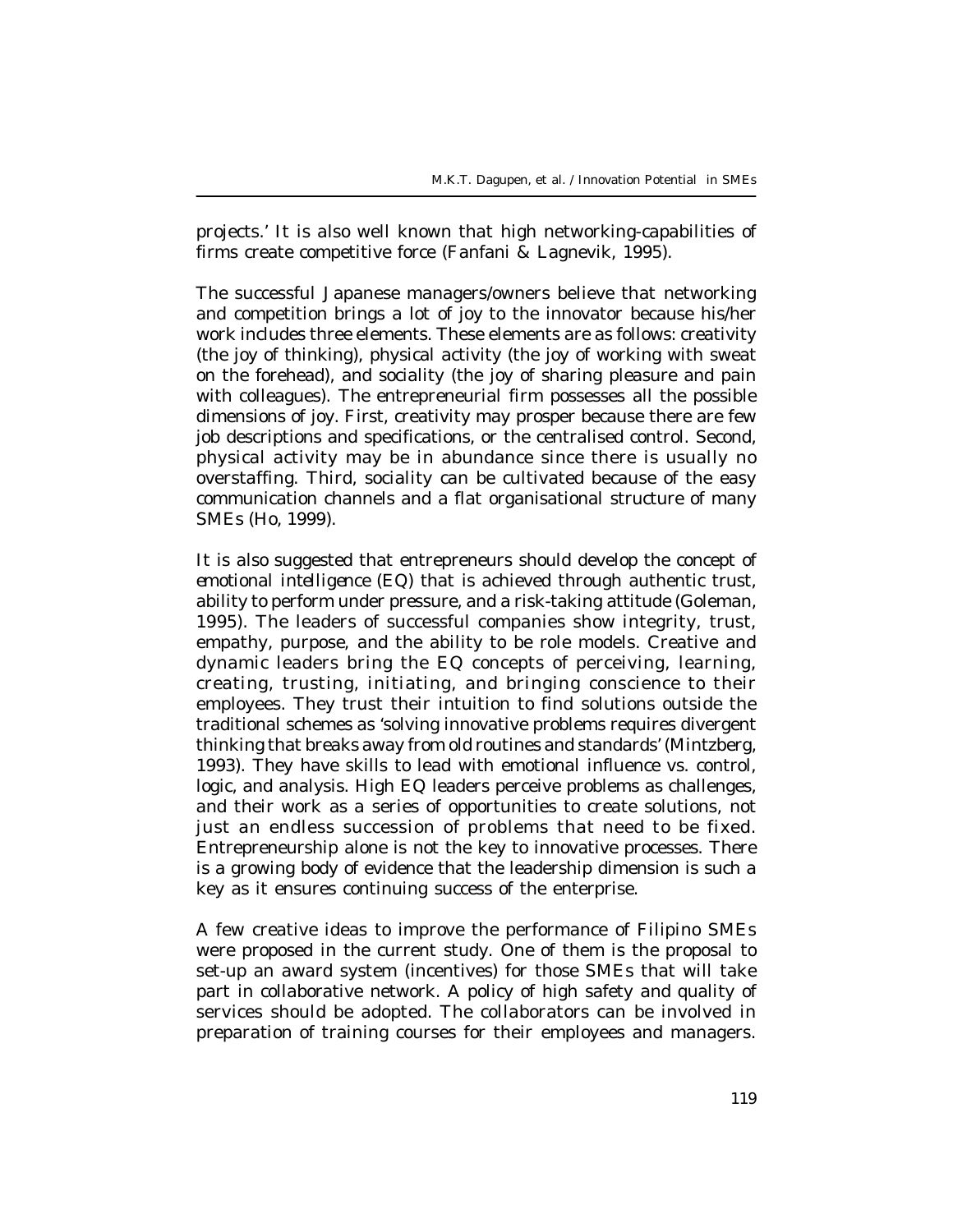projects.' It is also well known that high networking-capabilities of firms create competitive force (Fanfani & Lagnevik, 1995).

The successful Japanese managers/owners believe that networking and competition brings a lot of joy to the innovator because his/her work includes three elements. These elements are as follows: creativity (the joy of thinking), physical activity (the joy of working with sweat on the forehead), and sociality (the joy of sharing pleasure and pain with colleagues). The entrepreneurial firm possesses all the possible dimensions of joy. First, creativity may prosper because there are few job descriptions and specifications, or the centralised control. Second, physical activity may be in abundance since there is usually no overstaffing. Third, sociality can be cultivated because of the easy communication channels and a flat organisational structure of many SMEs (Ho, 1999).

It is also suggested that entrepreneurs should develop the concept of *emotional intelligence* (EQ) that is achieved through authentic trust, ability to perform under pressure, and a risk-taking attitude (Goleman, 1995). The leaders of successful companies show integrity, trust, empathy, purpose, and the ability to be role models. Creative and dynamic leaders bring the EQ concepts of perceiving, learning, creating, trusting, initiating, and bringing conscience to their employees. They trust their intuition to find solutions outside the traditional schemes as 'solving innovative problems requires divergent thinking that breaks away from old routines and standards' (Mintzberg, 1993). They have skills to lead with emotional influence vs. control, logic, and analysis. High EQ leaders perceive problems as challenges, and their work as a series of opportunities to create solutions, not just an endless succession of problems that need to be fixed. Entrepreneurship alone is not the key to innovative processes. There is a growing body of evidence that the leadership dimension is such a key as it ensures continuing success of the enterprise.

A few creative ideas to improve the performance of Filipino SMEs were proposed in the current study. One of them is the proposal to set-up an award system (incentives) for those SMEs that will take part in collaborative network. A policy of high safety and quality of services should be adopted. The collaborators can be involved in preparation of training courses for their employees and managers.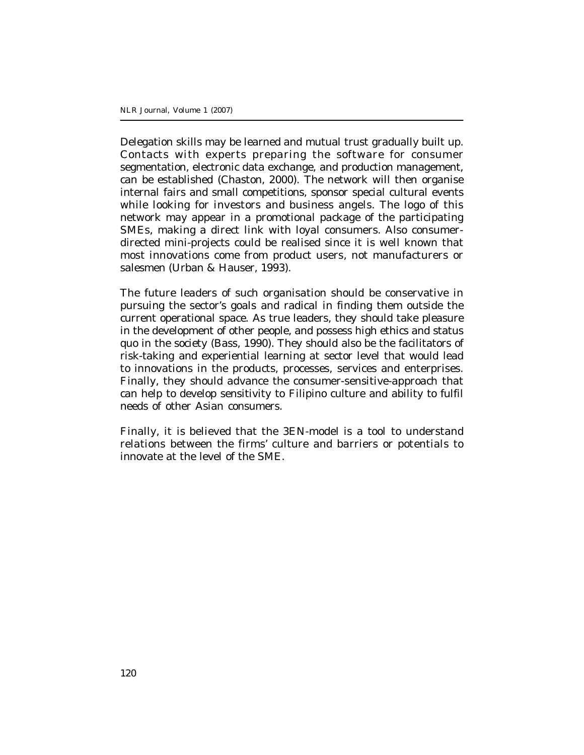Delegation skills may be learned and mutual trust gradually built up. Contacts with experts preparing the software for consumer segmentation, electronic data exchange, and production management, can be established (Chaston, 2000). The network will then organise internal fairs and small competitions, sponsor special cultural events while looking for investors and business angels. The logo of this network may appear in a promotional package of the participating SMEs, making a direct link with loyal consumers. Also consumer-directed mini-projects could be realised since it is well known that most innovations come from product users, not manufacturers or salesmen (Urban & Hauser, 1993).

The future leaders of such organisation should be conservative in pursuing the sector's goals and radical in finding them outside the current operational space. As true leaders, they should take pleasure in the development of other people, and possess high ethics and status quo in the society (Bass, 1990). They should also be the facilitators of risk-taking and experiential learning at sector level that would lead to innovations in the products, processes, services and enterprises. Finally, they should advance the consumer-sensitive-approach that can help to develop sensitivity to Filipino culture and ability to fulfil needs of other Asian consumers.

Finally, it is believed that the 3EN-model is a tool to understand relations between the firms' culture and barriers or potentials to innovate at the level of the SME.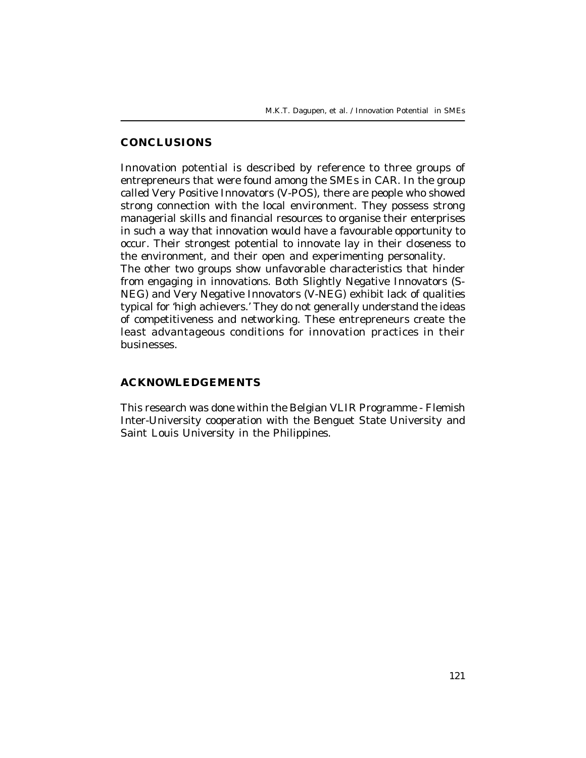## CONCLUSIONS

Innovation potential is described by reference to three groups of entrepreneurs that were found among the SMEs in CAR. In the group called Very Positive Innovators (V-POS), there are people who showed strong connection with the local environment. They possess strong managerial skills and financial resources to organise their enterprises in such a way that innovation would have a favourable opportunity to occur. Their strongest potential to innovate lay in their closeness to the environment, and their open and experimenting personality.

The other two groups show unfavorable characteristics that hinder from engaging in innovations. Both Slightly Negative Innovators (S-NEG) and Very Negative Innovators (V-NEG) exhibit lack of qualities typical for 'high achievers.' They do not generally understand the ideas of competitiveness and networking. These entrepreneurs create the least advantageous conditions for innovation practices in their businesses.

## ACKNOWLEDGEMENTS

This research was done within the Belgian VLIR Programme - Flemish Inter-University cooperation with the Benguet State University and Saint Louis University in the Philippines.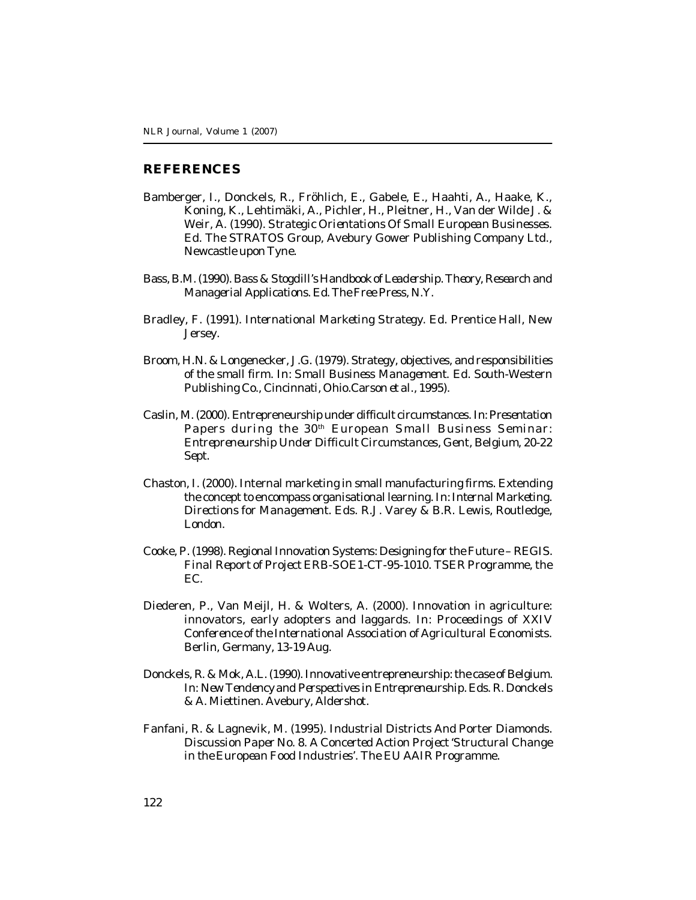## REFERENCES

Bamberger, I., Donckels, R., Fröhlich, E., Gabele, E., Haahti, A., Haake, K., Koning, K., Lehtimäki, A., Pichler, H., Pleitner, H., Van der Wilde J. & Weir, A. (1990). *Strategic Orientations Of Small European Businesses*. Ed. The STRATOS Group, Avebury Gower Publishing Company Ltd., Newcastle upon Tyne.

Bass, B.M. (1990). *Bass & Stogdill's Handbook of Leadership. Theory, Research and Managerial Applications*. Ed. The Free Press, N.Y.

Bradley, F. (1991). *International Marketing Strategy*. Ed. Prentice Hall, New Jersey.

Broom, H.N. & Longenecker, J.G. (1979). Strategy, objectives, and responsibilities of the small firm. In: *Small Business Management*. Ed. South-Western Publishing Co., Cincinnati, Ohio.Carson et al., 1995).

Caslin, M. (2000). Entrepreneurship under difficult circumstances. In: *Presentation Papers during the 30th European Small Business Seminar: Entrepreneurship Under Difficult Circumstances*, Gent, Belgium, 20-22 Sept.

Chaston, I. (2000). Internal marketing in small manufacturing firms. Extending the concept to encompass organisational learning. In: *Internal Marketing. Directions for Management*. Eds. R.J. Varey & B.R. Lewis, Routledge, London.

Cooke, P. (1998). Regional Innovation Systems: Designing for the Future – REGIS. *Final Report of Project ERB-SOE1-CT-95-1010*. TSER Programme, the EC.

Diederen, P., Van Meijl, H. & Wolters, A. (2000). Innovation in agriculture: innovators, early adopters and laggards. In: *Proceedings of XXIV Conference of the International Association of Agricultural Economists*. Berlin, Germany, 13-19 Aug.

Donckels, R. & Mok, A.L. (1990). Innovative entrepreneurship: the case of Belgium. In: *New Tendency and Perspectives in Entrepreneurship*. Eds. R. Donckels & A. Miettinen. Avebury, Aldershot.

Fanfani, R. & Lagnevik, M. (1995). Industrial Districts And Porter Diamonds. *Discussion Paper No. 8. A Concerted Action Project 'Structural Change in the European Food Industries'*. The EU AAIR Programme.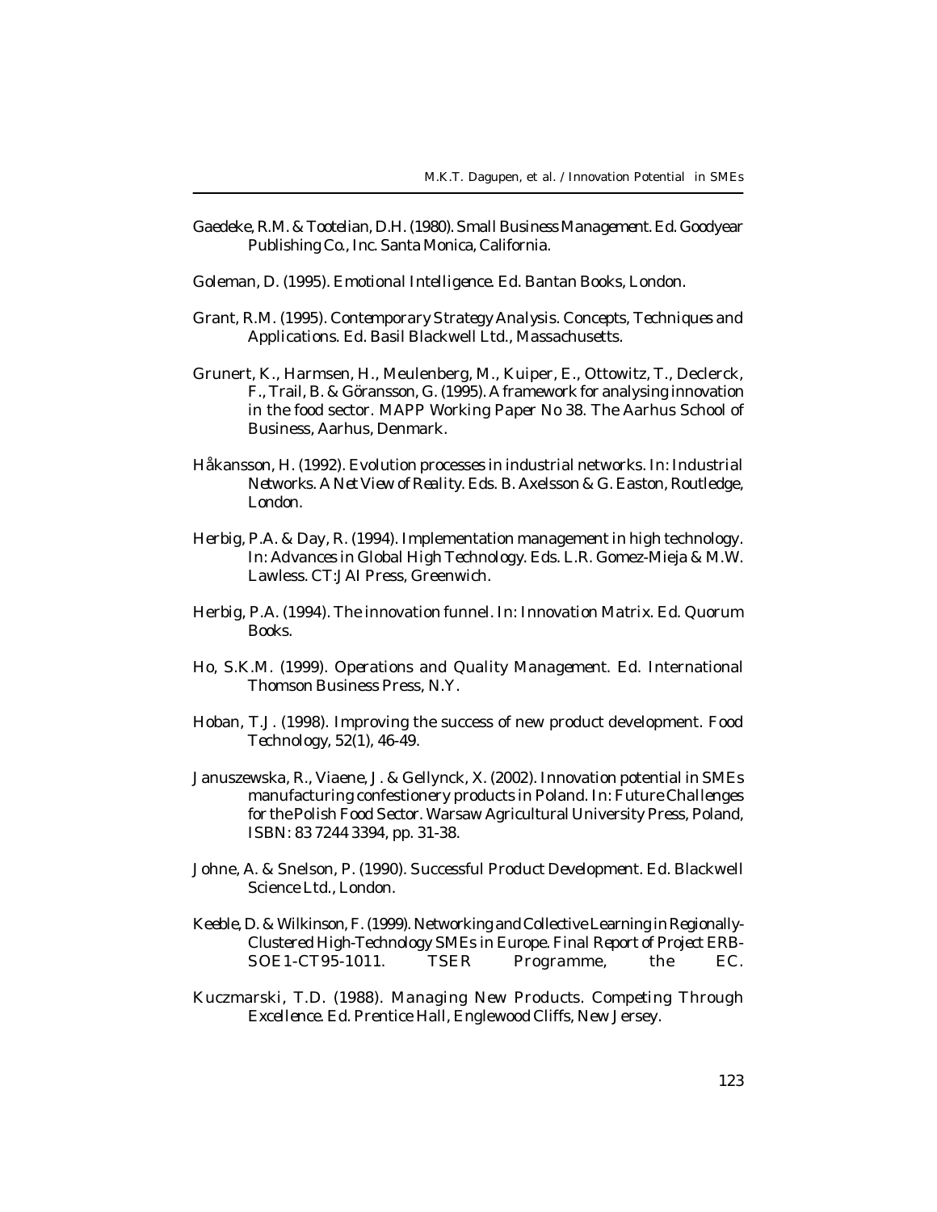Gaedeke, R.M. & Tootelian, D.H. (1980). *Small Business Management*. Ed. Goodyear Publishing Co., Inc. Santa Monica, California.

Goleman, D. (1995). *Emotional Intelligence*. Ed. Bantan Books, London.

Grant, R.M. (1995). *Contemporary Strategy Analysis. Concepts, Techniques and Applications*. Ed. Basil Blackwell Ltd., Massachusetts.

Grunert, K., Harmsen, H., Meulenberg, M., Kuiper, E., Ottowitz, T., Declerck, F., Trail, B. & Göransson, G. (1995). A framework for analysing innovation in the food sector. *MAPP Working Paper No 38*. The Aarhus School of Business, Aarhus, Denmark.

Håkansson, H. (1992). Evolution processes in industrial networks. In: *Industrial Networks. A Net View of Reality*. Eds. B. Axelsson & G. Easton, Routledge, London.

Herbig, P.A. & Day, R. (1994). Implementation management in high technology. In: *Advances in Global High Technology*. Eds. L.R. Gomez-Mieja & M.W. Lawless. CT:JAI Press, Greenwich.

Herbig, P.A. (1994). The innovation funnel. In: *Innovation Matrix*. Ed. Quorum Books.

Ho, S.K.M. (1999). *Operations and Quality Management*. Ed. International Thomson Business Press, N.Y.

Hoban, T.J. (1998). Improving the success of new product development. *Food Technology*, 52(1), 46-49.

Januszewska, R., Viaene, J. & Gellynck, X. (2002). Innovation potential in SMEs manufacturing confestionery products in Poland. In: *Future Challenges for the Polish Food Sector*. Warsaw Agricultural University Press, Poland, ISBN: 83 7244 3394, pp. 31-38.

Johne, A. & Snelson, P. (1990). *Successful Product Development*. Ed. Blackwell Science Ltd., London.

Keeble, D. & Wilkinson, F. (1999). *Networking and Collective Learning in Regionally-Clustered High-Technology SMEs in Europe. Final Report of Project ERB-SOE1-CT95-1011*. TSER Programme, the EC.

Kuczmarski, T.D. (1988). *Managing New Products. Competing Through Excellence*. Ed. Prentice Hall, Englewood Cliffs, New Jersey.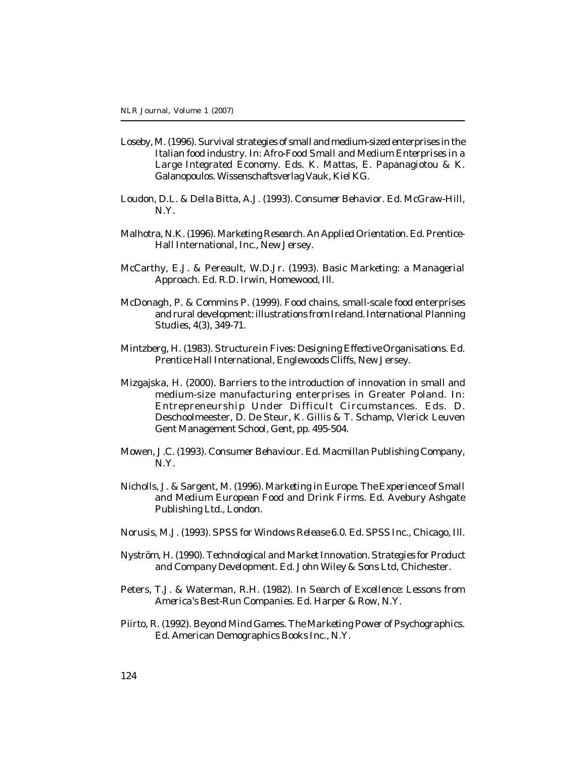Loseby, M. (1996). Survival strategies of small and medium-sized enterprises in the Italian food industry. In: *Afro-Food Small and Medium Enterprises in a Large Integrated Economy*. Eds. K. Mattas, E. Papanagiotou & K. Galanopoulos. Wissenschaftsverlag Vauk, Kiel KG.

Loudon, D.L. & Della Bitta, A.J. (1993). *Consumer Behavior*. Ed. McGraw-Hill, N.Y.

Malhotra, N.K. (1996). *Marketing Research. An Applied Orientation*. Ed. Prentice-Hall International, Inc., New Jersey.

McCarthy, E.J. & Pereault, W.D.Jr. (1993). *Basic Marketing: a Managerial Approach*. Ed. R.D. Irwin, Homewood, Ill.

McDonagh, P. & Commins P. (1999). Food chains, small-scale food enterprises and rural development: illustrations from Ireland. *International Planning Studies*, 4(3), 349-71.

Mintzberg, H. (1983). *Structure in Fives: Designing Effective Organisations*. Ed. Prentice Hall International, Englewoods Cliffs, New Jersey.

Mizgajska, H. (2000). Barriers to the introduction of innovation in small and medium-size manufacturing enterprises in Greater Poland. In: *Entrepreneurship Under Difficult Circumstances*. Eds. D. Deschoolmeester, D. De Steur, K. Gillis & T. Schamp, Vlerick Leuven Gent Management School, Gent, pp. 495-504.

Mowen, J.C. (1993). *Consumer Behaviour*. Ed. Macmillan Publishing Company, N.Y.

Nicholls, J. & Sargent, M. (1996). *Marketing in Europe. The Experience of Small and Medium European Food and Drink Firms*. Ed. Avebury Ashgate Publishing Ltd., London.

Norusis, M.J. (1993). *SPSS for Windows Release 6.0*. Ed. SPSS Inc., Chicago, Ill.

Nyström, H. (1990). *Technological and Market Innovation. Strategies for Product and Company Development*. Ed. John Wiley & Sons Ltd, Chichester.

Peters, T.J. & Waterman, R.H. (1982). *In Search of Excellence: Lessons from America's Best-Run Companies*. Ed. Harper & Row, N.Y.

Piirto, R. (1992). *Beyond Mind Games. The Marketing Power of Psychographics*. Ed. American Demographics Books Inc., N.Y.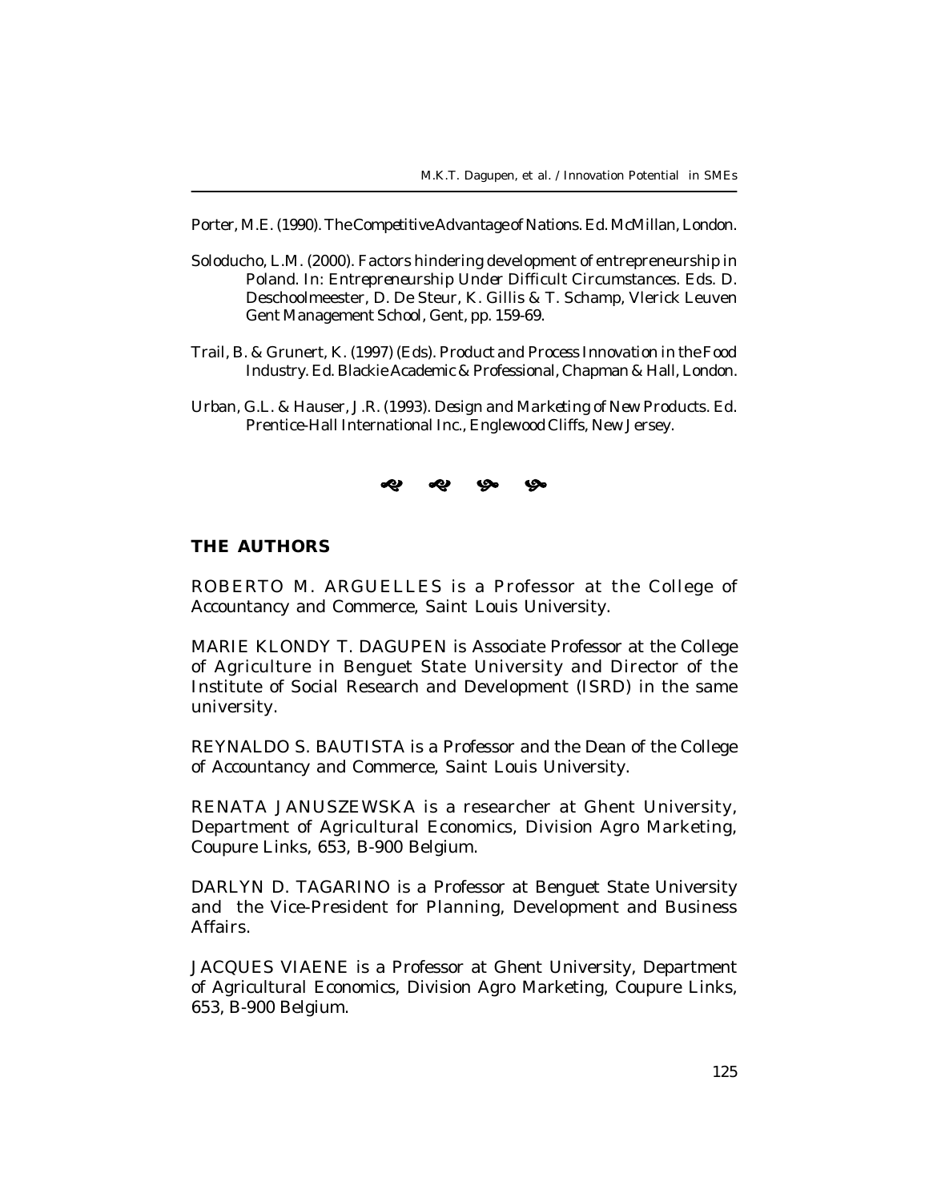Porter, M.E. (1990). *The Competitive Advantage of Nations*. Ed. McMillan, London.

Soloducho, L.M. (2000). Factors hindering development of entrepreneurship in Poland. In: *Entrepreneurship Under Difficult Circumstances*. Eds. D. Deschoolmeester, D. De Steur, K. Gillis & T. Schamp, Vlerick Leuven Gent Management School, Gent, pp. 159-69.

Trail, B. & Grunert, K. (1997) (Eds). *Product and Process Innovation in the Food Industry*. Ed. Blackie Academic & Professional, Chapman & Hall, London.

Urban, G.L. & Hauser, J.R. (1993). *Design and Marketing of New Products*. Ed. Prentice-Hall International Inc., Englewood Cliffs, New Jersey.

## THE AUTHORS

ROBERTO M. ARGUELLES is a Professor at the College of Accountancy and Commerce, Saint Louis University.

MARIE KLONDY T. DAGUPEN is Associate Professor at the College of Agriculture in Benguet State University and Director of the Institute of Social Research and Development (ISRD) in the same university.

REYNALDO S. BAUTISTA is a Professor and the Dean of the College of Accountancy and Commerce, Saint Louis University.

RENATA JANUSZEWSKA is a researcher at Ghent University, Department of Agricultural Economics, Division Agro Marketing, Coupure Links, 653, B-900 Belgium.

DARLYN D. TAGARINO is a Professor at Benguet State University and the Vice-President for Planning, Development and Business Affairs.

JACQUES VIAENE is a Professor at Ghent University, Department of Agricultural Economics, Division Agro Marketing, Coupure Links, 653, B-900 Belgium.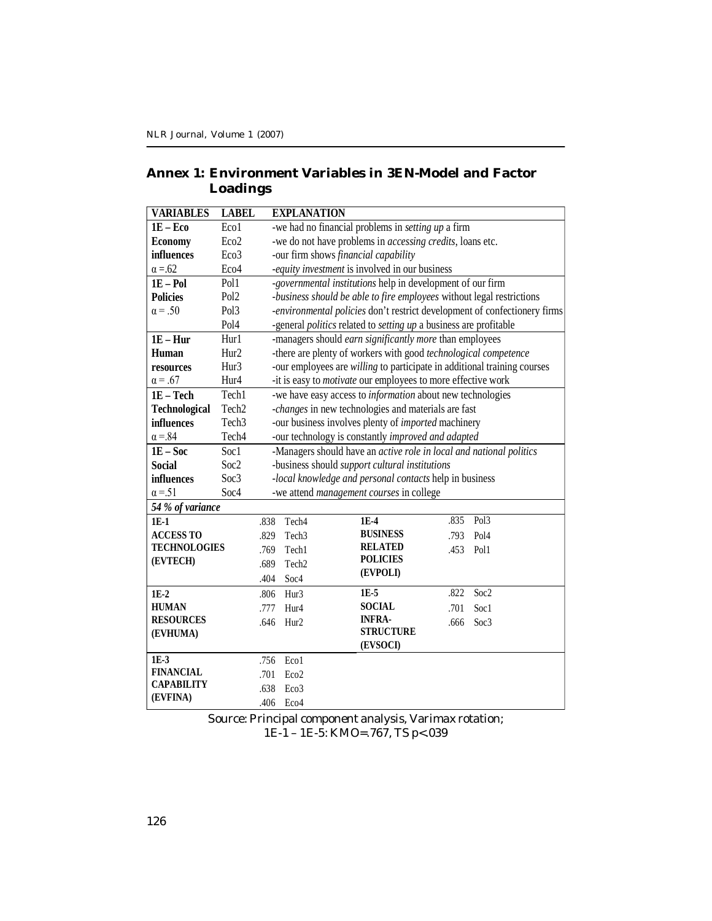## Annex 1: Environment Variables in 3EN-Model and Factor Loadings

| VARIABLES | LABEL | EXPLANATION |
|---|---|---|
| **1E – Eco** | Eco1 | -we had no financial problems in *setting up* a firm |
| **Economy** | Eco2 | -we do not have problems in *accessing credits*, loans etc. |
| **influences** | Eco3 | -our firm shows *financial capability* |
| $\alpha$ =.62 | Eco4 | -*equity investment* is involved in our business |
| **1E – Pol** | Pol1 | -*governmental institutions* help in development of our firm |
| **Policies** | Pol2 | -*business should be able to fire employees* without legal restrictions |
| $\alpha$ = .50 | Pol3 | -*environmental policies* don't restrict development of confectionery firms |
| | Pol4 | -general *politics* related to *setting up* a business are profitable |
| **1E – Hur** | Hur1 | -managers should *earn significantly more* than employees |
| **Human** | Hur2 | -there are plenty of workers with good *technological competence* |
| **resources** | Hur3 | -our employees are *willing* to participate in additional training courses |
| $\alpha$ = .67 | Hur4 | -it is easy to *motivate* our employees to more effective work |
| **1E – Tech** | Tech1 | -we have easy access to *information* about new technologies |
| **Technological** | Tech2 | -*changes* in new technologies and materials are fast |
| **influences** | Tech3 | -our business involves plenty of *imported* machinery |
| $\alpha$ =.84 | Tech4 | -our technology is constantly *improved and adapted* |
| **1E – Soc** | Soc1 | -Managers should have an *active role in local and national politics* |
| **Social** | Soc2 | -business should *support cultural institutions* |
| **influences** | Soc3 | -*local knowledge and personal contacts* help in business |
| $\alpha$ =.51 | Soc4 | -we attend *management courses* in college |

***54 % of variance***

| Factor | Loading | Variable | Factor | Loading | Variable |
|---|---|---|---|---|---|
| **1E-1 ACCESS TO TECHNOLOGIES (EVTECH)** | .838 | Tech4 | **1E-4 BUSINESS RELATED POLICIES (EVPOLI)** | .835 | Pol3 |
| | .829 | Tech3 | | .793 | Pol4 |
| | .769 | Tech1 | | .453 | Pol1 |
| | .689 | Tech2 | | | |
| | .404 | Soc4 | | | |
| **1E-2 HUMAN RESOURCES (EVHUMA)** | .806 | Hur3 | **1E-5 SOCIAL INFRA-STRUCTURE (EVSOCI)** | .822 | Soc2 |
| | .777 | Hur4 | | .701 | Soc1 |
| | .646 | Hur2 | | .666 | Soc3 |
| **1E-3 FINANCIAL CAPABILITY (EVFINA)** | .756 | Eco1 | | | |
| | .701 | Eco2 | | | |
| | .638 | Eco3 | | | |
| | .406 | Eco4 | | | |

Source: Principal component analysis, Varimax rotation;
1E-1 – 1E-5: KMO=.767, TS p<.039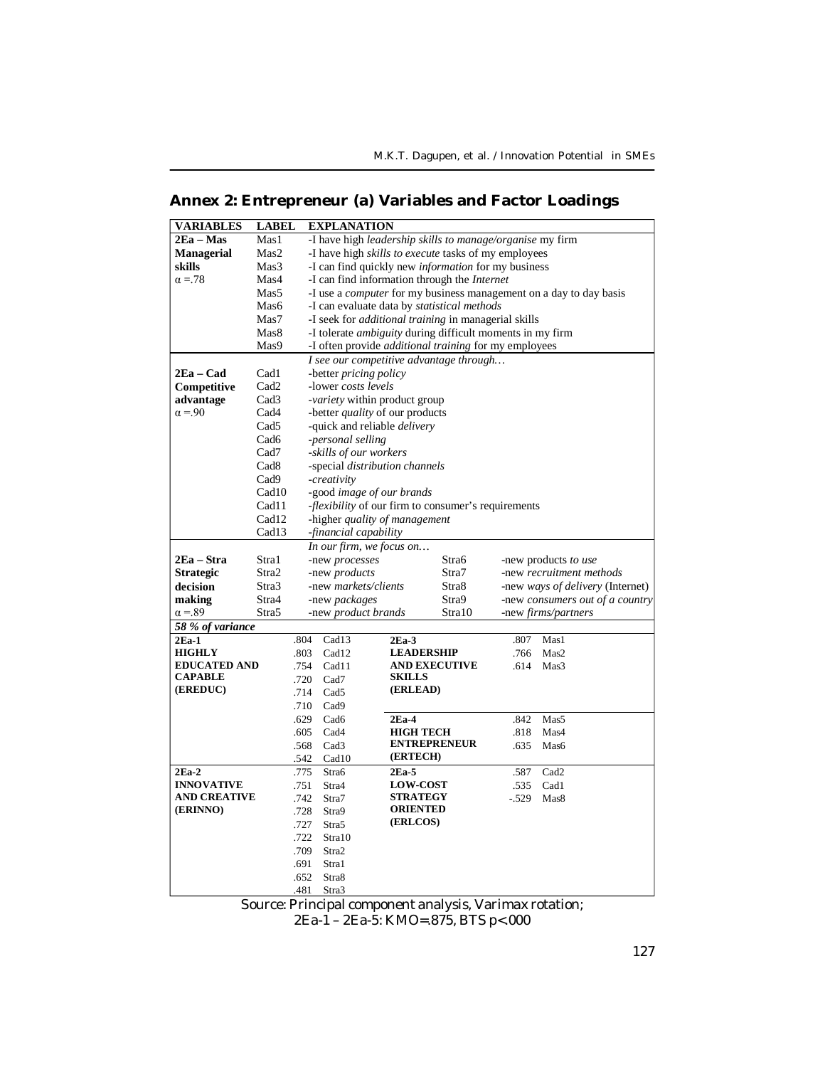## Annex 2: Entrepreneur (a) Variables and Factor Loadings

| VARIABLES | LABEL | EXPLANATION | | |
|---|---|---|---|---|
| **2Ea – Mas** | Mas1 | -I have high *leadership skills to manage/organise* my firm | | |
| **Managerial** | Mas2 | -I have high *skills to execute* tasks of my employees | | |
| **skills** | Mas3 | -I can find quickly new *information* for my business | | |
| α =.78 | Mas4 | -I can find information through the *Internet* | | |
| | Mas5 | -I use a *computer* for my business management on a day to day basis | | |
| | Mas6 | -I can evaluate data by *statistical methods* | | |
| | Mas7 | -I seek for *additional training* in managerial skills | | |
| | Mas8 | -I tolerate *ambiguity* during difficult moments in my firm | | |
| | Mas9 | -I often provide *additional training* for my employees | | |
| | | *I see our competitive advantage through…* | | |
| **2Ea – Cad** | Cad1 | -better *pricing policy* | | |
| **Competitive** | Cad2 | -lower *costs levels* | | |
| **advantage** | Cad3 | -*variety* within product group | | |
| α =.90 | Cad4 | -better *quality* of our products | | |
| | Cad5 | -quick and reliable *delivery* | | |
| | Cad6 | -*personal selling* | | |
| | Cad7 | -*skills of our workers* | | |
| | Cad8 | -special *distribution channels* | | |
| | Cad9 | -*creativity* | | |
| | Cad10 | -good *image of our brands* | | |
| | Cad11 | -*flexibility* of our firm to consumer's requirements | | |
| | Cad12 | -higher *quality of management* | | |
| | Cad13 | -*financial capability* | | |
| | | *In our firm, we focus on…* | | |
| **2Ea – Stra** | Stra1 | -new *processes* | Stra6 | -new products *to use* |
| **Strategic** | Stra2 | -new *products* | Stra7 | -new *recruitment methods* |
| **decision** | Stra3 | -new *markets/clients* | Stra8 | -new *ways of delivery* (Internet) |
| **making** | Stra4 | -new *packages* | Stra9 | -new *consumers out of a country* |
| α =.89 | Stra5 | -new *product brands* | Stra10 | -new *firms/partners* |

***58 % of variance***

| Factor | Loading | Variable | Factor | Loading | Variable |
|---|---|---|---|---|---|
| **2Ea-1 HIGHLY EDUCATED AND CAPABLE (EREDUC)** | .804 | Cad13 | **2Ea-3 LEADERSHIP AND EXECUTIVE SKILLS (ERLEAD)** | .807 | Mas1 |
| | .803 | Cad12 | | .766 | Mas2 |
| | .754 | Cad11 | | .614 | Mas3 |
| | .720 | Cad7 | | | |
| | .714 | Cad5 | | | |
| | .710 | Cad9 | | | |
| | .629 | Cad6 | **2Ea-4 HIGH TECH ENTREPRENEUR (ERTECH)** | .842 | Mas5 |
| | .605 | Cad4 | | .818 | Mas4 |
| | .568 | Cad3 | | .635 | Mas6 |
| | .542 | Cad10 | | | |
| **2Ea-2 INNOVATIVE AND CREATIVE (ERINNO)** | .775 | Stra6 | **2Ea-5 LOW-COST STRATEGY ORIENTED (ERLCOS)** | .587 | Cad2 |
| | .751 | Stra4 | | .535 | Cad1 |
| | .742 | Stra7 | | -.529 | Mas8 |
| | .728 | Stra9 | | | |
| | .727 | Stra5 | | | |
| | .722 | Stra10 | | | |
| | .709 | Stra2 | | | |
| | .691 | Stra1 | | | |
| | .652 | Stra8 | | | |
| | .481 | Stra3 | | | |

Source: Principal component analysis, Varimax rotation;
2Ea-1 – 2Ea-5: KMO=.875, BTS p<.000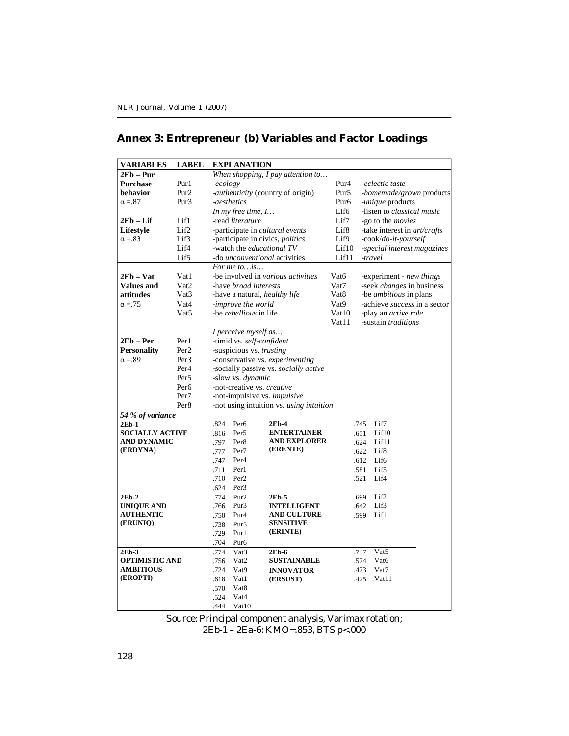## Annex 3: Entrepreneur (b) Variables and Factor Loadings

| VARIABLES | LABEL | EXPLANATION | | |
|---|---|---|---|---|
| **2Eb – Pur** | | *When shopping, I pay attention to…* | | |
| **Purchase** | Pur1 | -*ecology* | Pur4 | -*eclectic taste* |
| **behavior** | Pur2 | -*authenticity* (country of origin) | Pur5 | -*homemade/grown* products |
| α =.87 | Pur3 | -*aesthetics* | Pur6 | -*unique* products |
| | | *In my free time, I…* | Lif6 | -listen to *classical music* |
| **2Eb – Lif** | Lif1 | -read *literature* | Lif7 | -go to the *movies* |
| **Lifestyle** | Lif2 | -participate in *cultural events* | Lif8 | -take interest in *art/crafts* |
| α =.83 | Lif3 | -participate in civics, *politics* | Lif9 | -cook/*do-it-yourself* |
| | Lif4 | -watch the *educational TV* | Lif10 | -*special interest magazines* |
| | Lif5 | -do *unconventional* activities | Lif11 | -*travel* |
| | | *For me to…is…* | | |
| **2Eb – Vat** | Vat1 | -be involved in *various activities* | Vat6 | -experiment - *new things* |
| **Values and** | Vat2 | -have *broad interests* | Vat7 | -seek *changes* in business |
| **attitudes** | Vat3 | -have a natural, *healthy life* | Vat8 | -be *ambitious* in plans |
| α =.75 | Vat4 | -*improve the world* | Vat9 | -achieve *success* in a sector |
| | Vat5 | -be *rebellious* in life | Vat10 | -play an *active role* |
| | | | Vat11 | -sustain *traditions* |
| | | *I perceive myself as…* | | |
| **2Eb – Per** | Per1 | -timid vs. *self-confident* | | |
| **Personality** | Per2 | -suspicious vs. *trusting* | | |
| α =.89 | Per3 | -conservative vs. *experimenting* | | |
| | Per4 | -socially passive vs. *socially active* | | |
| | Per5 | -slow vs. *dynamic* | | |
| | Per6 | -not-creative vs. *creative* | | |
| | Per7 | -not-impulsive vs. *impulsive* | | |
| | Per8 | -not using intuition vs. *using intuition* | | |

| *54 % of variance* | | | | | |
|---|---|---|---|---|---|
| **2Eb-1 SOCIALLY ACTIVE AND DYNAMIC (ERDYNA)** | .824 | Per6 | **2Eb-4 ENTERTAINER AND EXPLORER (ERENTE)** | .745 | Lif7 |
| | .816 | Per5 | | .651 | Lif10 |
| | .797 | Per8 | | .624 | Lif11 |
| | .777 | Per7 | | .622 | Lif8 |
| | .747 | Per4 | | .612 | Lif6 |
| | .711 | Per1 | | .581 | Lif5 |
| | .710 | Per2 | | .521 | Lif4 |
| | .624 | Per3 | | | |
| **2Eb-2 UNIQUE AND AUTHENTIC (ERUNIQ)** | .774 | Pur2 | **2Eb-5 INTELLIGENT AND CULTURE SENSITIVE (ERINTE)** | .699 | Lif2 |
| | .766 | Pur3 | | .642 | Lif3 |
| | .750 | Pur4 | | .599 | Lif1 |
| | .738 | Pur5 | | | |
| | .729 | Pur1 | | | |
| | .704 | Pur6 | | | |
| **2Eb-3 OPTIMISTIC AND AMBITIOUS (EROPTI)** | .774 | Vat3 | **2Eb-6 SUSTAINABLE INNOVATOR (ERSUST)** | .737 | Vat5 |
| | .756 | Vat2 | | .574 | Vat6 |
| | .724 | Vat9 | | .473 | Vat7 |
| | .618 | Vat1 | | .425 | Vat11 |
| | .570 | Vat8 | | | |
| | .524 | Vat4 | | | |
| | .444 | Vat10 | | | |

Source: Principal component analysis, Varimax rotation;
2Eb-1 – 2Ea-6: KMO=.853, BTS p<.000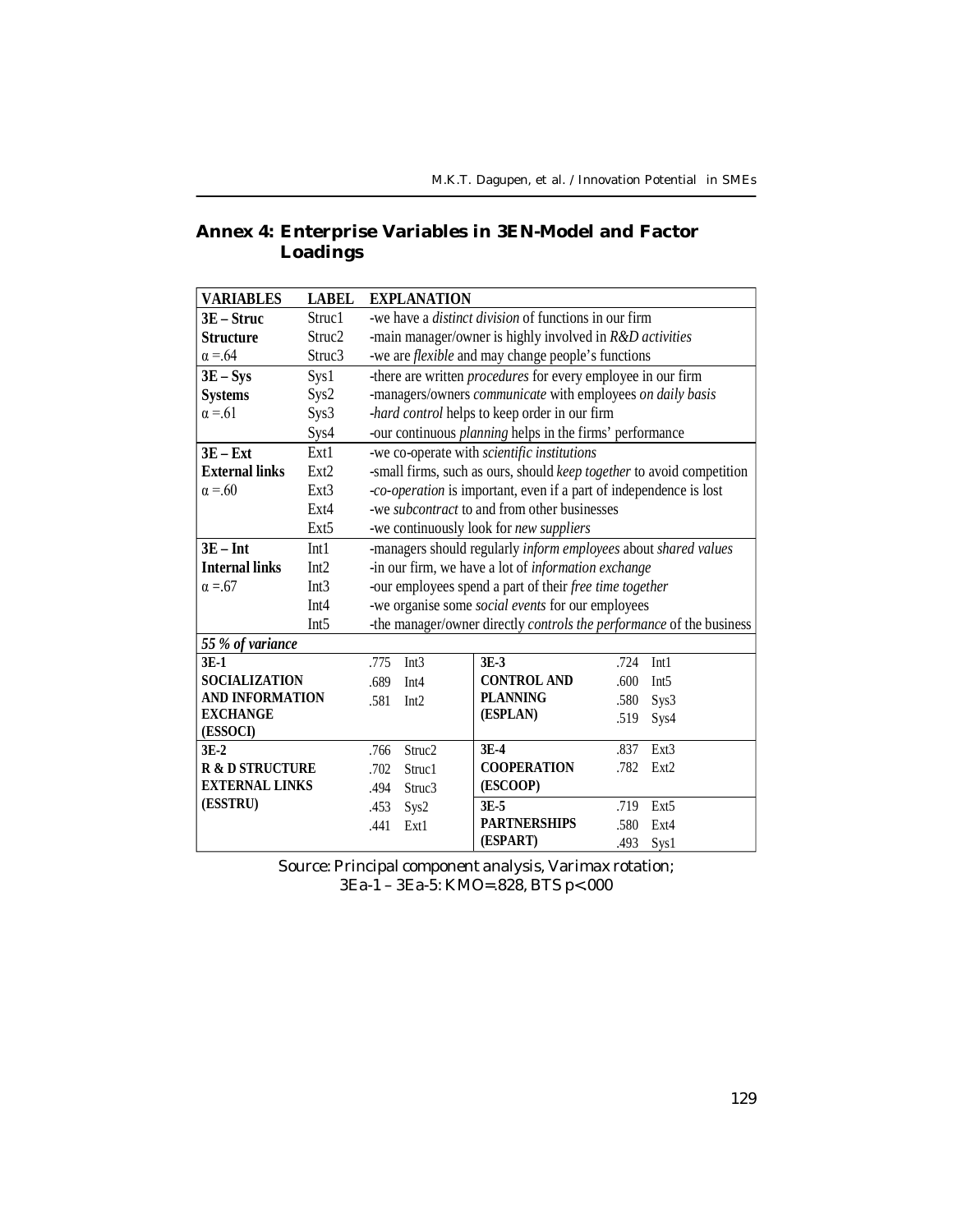## Annex 4: Enterprise Variables in 3EN-Model and Factor Loadings

| VARIABLES | LABEL | EXPLANATION |
|---|---|---|
| **3E – Struc** | Struc1 | -we have a *distinct division* of functions in our firm |
| **Structure** | Struc2 | -main manager/owner is highly involved in *R&D activities* |
| $\alpha = .64$ | Struc3 | -we are *flexible* and may change people's functions |
| **3E – Sys** | Sys1 | -there are written *procedures* for every employee in our firm |
| **Systems** | Sys2 | -managers/owners *communicate* with employees *on daily basis* |
| $\alpha = .61$ | Sys3 | -*hard control* helps to keep order in our firm |
| | Sys4 | -our continuous *planning* helps in the firms' performance |
| **3E – Ext** | Ext1 | -we co-operate with *scientific institutions* |
| **External links** | Ext2 | -small firms, such as ours, should *keep together* to avoid competition |
| $\alpha = .60$ | Ext3 | -*co-operation* is important, even if a part of independence is lost |
| | Ext4 | -we *subcontract* to and from other businesses |
| | Ext5 | -we continuously look for *new suppliers* |
| **3E – Int** | Int1 | -managers should regularly *inform employees* about *shared values* |
| **Internal links** | Int2 | -in our firm, we have a lot of *information exchange* |
| $\alpha = .67$ | Int3 | -our employees spend a part of their *free time together* |
| | Int4 | -we organise some *social events* for our employees |
| | Int5 | -the manager/owner directly *controls the performance* of the business |

*55 % of variance*

| Factor | Loading | Variable | Factor | Loading | Variable |
|---|---|---|---|---|---|
| **3E-1 SOCIALIZATION AND INFORMATION EXCHANGE (ESSOCI)** | .775 | Int3 | **3E-3 CONTROL AND PLANNING (ESPLAN)** | .724 | Int1 |
| | .689 | Int4 | | .600 | Int5 |
| | .581 | Int2 | | .580 | Sys3 |
| | | | | .519 | Sys4 |
| **3E-2 R & D STRUCTURE EXTERNAL LINKS (ESSTRU)** | .766 | Struc2 | **3E-4 COOPERATION (ESCOOP)** | .837 | Ext3 |
| | .702 | Struc1 | | .782 | Ext2 |
| | .494 | Struc3 | **3E-5 PARTNERSHIPS (ESPART)** | .719 | Ext5 |
| | .453 | Sys2 | | .580 | Ext4 |
| | .441 | Ext1 | | .493 | Sys1 |

Source: Principal component analysis, Varimax rotation;
3Ea-1 – 3Ea-5: KMO=.828, BTS p<.000